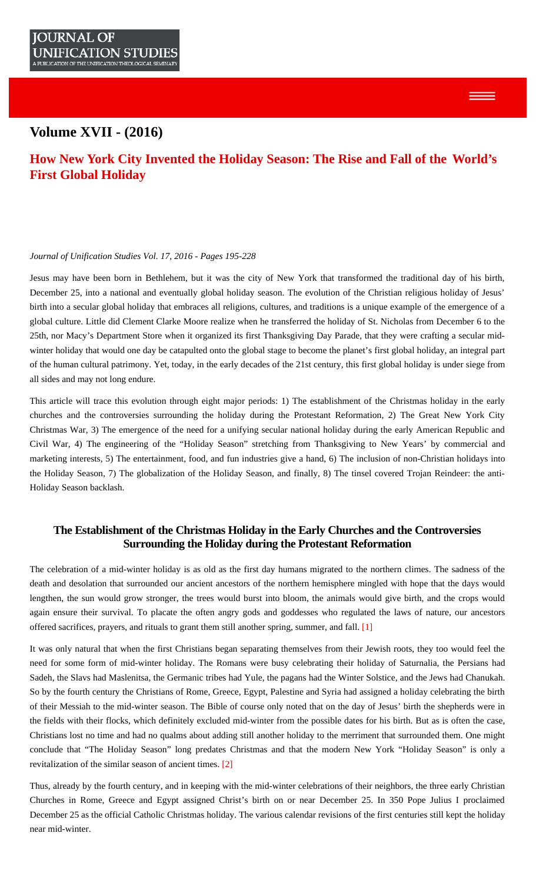## Volume XVII - (2016)

# How New York City Invented the Holiday Season: The Rise and Fall of the World's First Global Holiday

*Journal of Unification Studies Vol. 17, 2016 - Pages 195-228*

Jesus may have been born in Bethlehem, but it was the city of New York that transformed the traditional day of his birth, December 25, into a national and eventually global holiday season. The evolution of the Christian religious holiday of Jesus' birth into a secular global holiday that embraces all religions, cultures, and traditions is a unique example of the emergence of a global culture. Little did Clement Clarke Moore realize when he transferred the holiday of St. Nicholas from December 6 to the 25th, nor Macy's Department Store when it organized its first Thanksgiving Day Parade, that they were crafting a secular mid-winter holiday that would one day be catapulted onto the global stage to become the planet's first global holiday, an integral part of the human cultural patrimony. Yet, today, in the early decades of the 21st century, this first global holiday is under siege from all sides and may not long endure.

This article will trace this evolution through eight major periods: 1) The establishment of the Christmas holiday in the early churches and the controversies surrounding the holiday during the Protestant Reformation, 2) The Great New York City Christmas War, 3) The emergence of the need for a unifying secular national holiday during the early American Republic and Civil War, 4) The engineering of the "Holiday Season" stretching from Thanksgiving to New Years' by commercial and marketing interests, 5) The entertainment, food, and fun industries give a hand, 6) The inclusion of non-Christian holidays into the Holiday Season, 7) The globalization of the Holiday Season, and finally, 8) The tinsel covered Trojan Reindeer: the anti-Holiday Season backlash.

### The Establishment of the Christmas Holiday in the Early Churches and the Controversies Surrounding the Holiday during the Protestant Reformation

The celebration of a mid-winter holiday is as old as the first day humans migrated to the northern climes. The sadness of the death and desolation that surrounded our ancient ancestors of the northern hemisphere mingled with hope that the days would lengthen, the sun would grow stronger, the trees would burst into bloom, the animals would give birth, and the crops would again ensure their survival. To placate the often angry gods and goddesses who regulated the laws of nature, our ancestors offered sacrifices, prayers, and rituals to grant them still another spring, summer, and fall. [1]

It was only natural that when the first Christians began separating themselves from their Jewish roots, they too would feel the need for some form of mid-winter holiday. The Romans were busy celebrating their holiday of Saturnalia, the Persians had Sadeh, the Slavs had Maslenitsa, the Germanic tribes had Yule, the pagans had the Winter Solstice, and the Jews had Chanukah. So by the fourth century the Christians of Rome, Greece, Egypt, Palestine and Syria had assigned a holiday celebrating the birth of their Messiah to the mid-winter season. The Bible of course only noted that on the day of Jesus' birth the shepherds were in the fields with their flocks, which definitely excluded mid-winter from the possible dates for his birth. But as is often the case, Christians lost no time and had no qualms about adding still another holiday to the merriment that surrounded them. One might conclude that "The Holiday Season" long predates Christmas and that the modern New York "Holiday Season" is only a revitalization of the similar season of ancient times. [2]

Thus, already by the fourth century, and in keeping with the mid-winter celebrations of their neighbors, the three early Christian Churches in Rome, Greece and Egypt assigned Christ's birth on or near December 25. In 350 Pope Julius I proclaimed December 25 as the official Catholic Christmas holiday. The various calendar revisions of the first centuries still kept the holiday near mid-winter.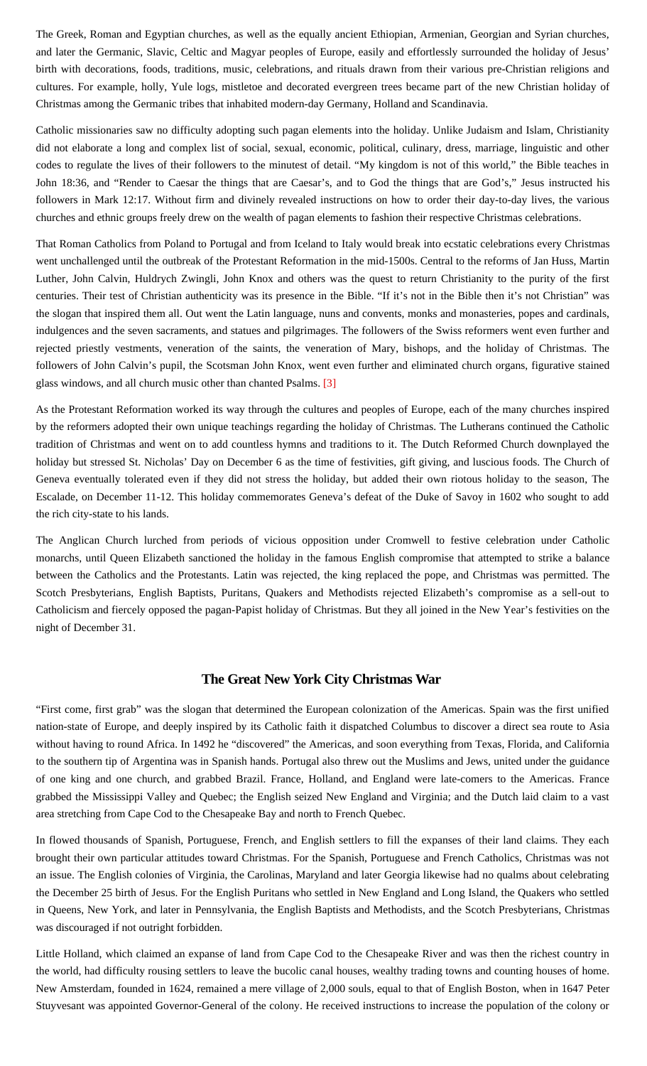The Greek, Roman and Egyptian churches, as well as the equally ancient Ethiopian, Armenian, Georgian and Syrian churches, and later the Germanic, Slavic, Celtic and Magyar peoples of Europe, easily and effortlessly surrounded the holiday of Jesus' birth with decorations, foods, traditions, music, celebrations, and rituals drawn from their various pre-Christian religions and cultures. For example, holly, Yule logs, mistletoe and decorated evergreen trees became part of the new Christian holiday of Christmas among the Germanic tribes that inhabited modern-day Germany, Holland and Scandinavia.

Catholic missionaries saw no difficulty adopting such pagan elements into the holiday. Unlike Judaism and Islam, Christianity did not elaborate a long and complex list of social, sexual, economic, political, culinary, dress, marriage, linguistic and other codes to regulate the lives of their followers to the minutest of detail. "My kingdom is not of this world," the Bible teaches in John 18:36, and "Render to Caesar the things that are Caesar's, and to God the things that are God's," Jesus instructed his followers in Mark 12:17. Without firm and divinely revealed instructions on how to order their day-to-day lives, the various churches and ethnic groups freely drew on the wealth of pagan elements to fashion their respective Christmas celebrations.

That Roman Catholics from Poland to Portugal and from Iceland to Italy would break into ecstatic celebrations every Christmas went unchallenged until the outbreak of the Protestant Reformation in the mid-1500s. Central to the reforms of Jan Huss, Martin Luther, John Calvin, Huldrych Zwingli, John Knox and others was the quest to return Christianity to the purity of the first centuries. Their test of Christian authenticity was its presence in the Bible. "If it's not in the Bible then it's not Christian" was the slogan that inspired them all. Out went the Latin language, nuns and convents, monks and monasteries, popes and cardinals, indulgences and the seven sacraments, and statues and pilgrimages. The followers of the Swiss reformers went even further and rejected priestly vestments, veneration of the saints, the veneration of Mary, bishops, and the holiday of Christmas. The followers of John Calvin's pupil, the Scotsman John Knox, went even further and eliminated church organs, figurative stained glass windows, and all church music other than chanted Psalms. [3]

As the Protestant Reformation worked its way through the cultures and peoples of Europe, each of the many churches inspired by the reformers adopted their own unique teachings regarding the holiday of Christmas. The Lutherans continued the Catholic tradition of Christmas and went on to add countless hymns and traditions to it. The Dutch Reformed Church downplayed the holiday but stressed St. Nicholas' Day on December 6 as the time of festivities, gift giving, and luscious foods. The Church of Geneva eventually tolerated even if they did not stress the holiday, but added their own riotous holiday to the season, The Escalade, on December 11-12. This holiday commemorates Geneva's defeat of the Duke of Savoy in 1602 who sought to add the rich city-state to his lands.

The Anglican Church lurched from periods of vicious opposition under Cromwell to festive celebration under Catholic monarchs, until Queen Elizabeth sanctioned the holiday in the famous English compromise that attempted to strike a balance between the Catholics and the Protestants. Latin was rejected, the king replaced the pope, and Christmas was permitted. The Scotch Presbyterians, English Baptists, Puritans, Quakers and Methodists rejected Elizabeth's compromise as a sell-out to Catholicism and fiercely opposed the pagan-Papist holiday of Christmas. But they all joined in the New Year's festivities on the night of December 31.

## The Great New York City Christmas War

"First come, first grab" was the slogan that determined the European colonization of the Americas. Spain was the first unified nation-state of Europe, and deeply inspired by its Catholic faith it dispatched Columbus to discover a direct sea route to Asia without having to round Africa. In 1492 he "discovered" the Americas, and soon everything from Texas, Florida, and California to the southern tip of Argentina was in Spanish hands. Portugal also threw out the Muslims and Jews, united under the guidance of one king and one church, and grabbed Brazil. France, Holland, and England were late-comers to the Americas. France grabbed the Mississippi Valley and Quebec; the English seized New England and Virginia; and the Dutch laid claim to a vast area stretching from Cape Cod to the Chesapeake Bay and north to French Quebec.

In flowed thousands of Spanish, Portuguese, French, and English settlers to fill the expanses of their land claims. They each brought their own particular attitudes toward Christmas. For the Spanish, Portuguese and French Catholics, Christmas was not an issue. The English colonies of Virginia, the Carolinas, Maryland and later Georgia likewise had no qualms about celebrating the December 25 birth of Jesus. For the English Puritans who settled in New England and Long Island, the Quakers who settled in Queens, New York, and later in Pennsylvania, the English Baptists and Methodists, and the Scotch Presbyterians, Christmas was discouraged if not outright forbidden.

Little Holland, which claimed an expanse of land from Cape Cod to the Chesapeake River and was then the richest country in the world, had difficulty rousing settlers to leave the bucolic canal houses, wealthy trading towns and counting houses of home. New Amsterdam, founded in 1624, remained a mere village of 2,000 souls, equal to that of English Boston, when in 1647 Peter Stuyvesant was appointed Governor-General of the colony. He received instructions to increase the population of the colony or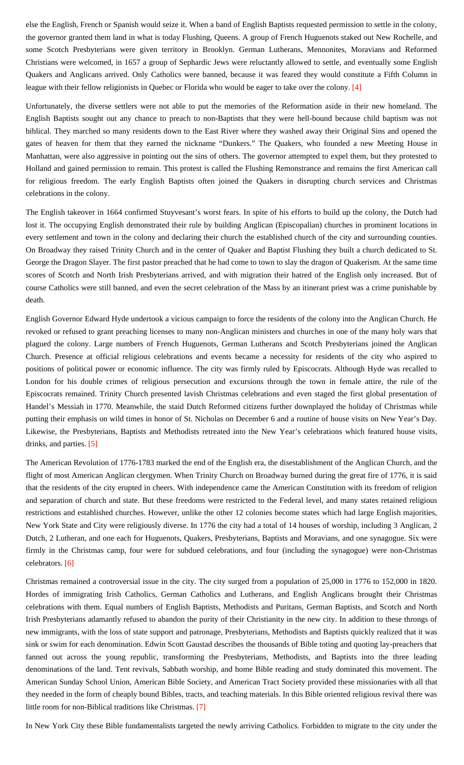else the English, French or Spanish would seize it. When a band of English Baptists requested permission to settle in the colony, the governor granted them land in what is today Flushing, Queens. A group of French Huguenots staked out New Rochelle, and some Scotch Presbyterians were given territory in Brooklyn. German Lutherans, Mennonites, Moravians and Reformed Christians were welcomed, in 1657 a group of Sephardic Jews were reluctantly allowed to settle, and eventually some English Quakers and Anglicans arrived. Only Catholics were banned, because it was feared they would constitute a Fifth Column in league with their fellow religionists in Quebec or Florida who would be eager to take over the colony. [4]

Unfortunately, the diverse settlers were not able to put the memories of the Reformation aside in their new homeland. The English Baptists sought out any chance to preach to non-Baptists that they were hell-bound because child baptism was not biblical. They marched so many residents down to the East River where they washed away their Original Sins and opened the gates of heaven for them that they earned the nickname "Dunkers." The Quakers, who founded a new Meeting House in Manhattan, were also aggressive in pointing out the sins of others. The governor attempted to expel them, but they protested to Holland and gained permission to remain. This protest is called the Flushing Remonstrance and remains the first American call for religious freedom. The early English Baptists often joined the Quakers in disrupting church services and Christmas celebrations in the colony.

The English takeover in 1664 confirmed Stuyvesant's worst fears. In spite of his efforts to build up the colony, the Dutch had lost it. The occupying English demonstrated their rule by building Anglican (Episcopalian) churches in prominent locations in every settlement and town in the colony and declaring their church the established church of the city and surrounding counties. On Broadway they raised Trinity Church and in the center of Quaker and Baptist Flushing they built a church dedicated to St. George the Dragon Slayer. The first pastor preached that he had come to town to slay the dragon of Quakerism. At the same time scores of Scotch and North Irish Presbyterians arrived, and with migration their hatred of the English only increased. But of course Catholics were still banned, and even the secret celebration of the Mass by an itinerant priest was a crime punishable by death.

English Governor Edward Hyde undertook a vicious campaign to force the residents of the colony into the Anglican Church. He revoked or refused to grant preaching licenses to many non-Anglican ministers and churches in one of the many holy wars that plagued the colony. Large numbers of French Huguenots, German Lutherans and Scotch Presbyterians joined the Anglican Church. Presence at official religious celebrations and events became a necessity for residents of the city who aspired to positions of political power or economic influence. The city was firmly ruled by Episcocrats. Although Hyde was recalled to London for his double crimes of religious persecution and excursions through the town in female attire, the rule of the Episcocrats remained. Trinity Church presented lavish Christmas celebrations and even staged the first global presentation of Handel's Messiah in 1770. Meanwhile, the staid Dutch Reformed citizens further downplayed the holiday of Christmas while putting their emphasis on wild times in honor of St. Nicholas on December 6 and a routine of house visits on New Year's Day. Likewise, the Presbyterians, Baptists and Methodists retreated into the New Year's celebrations which featured house visits, drinks, and parties. [5]

The American Revolution of 1776-1783 marked the end of the English era, the disestablishment of the Anglican Church, and the flight of most American Anglican clergymen. When Trinity Church on Broadway burned during the great fire of 1776, it is said that the residents of the city erupted in cheers. With independence came the American Constitution with its freedom of religion and separation of church and state. But these freedoms were restricted to the Federal level, and many states retained religious restrictions and established churches. However, unlike the other 12 colonies become states which had large English majorities, New York State and City were religiously diverse. In 1776 the city had a total of 14 houses of worship, including 3 Anglican, 2 Dutch, 2 Lutheran, and one each for Huguenots, Quakers, Presbyterians, Baptists and Moravians, and one synagogue. Six were firmly in the Christmas camp, four were for subdued celebrations, and four (including the synagogue) were non-Christmas celebrators. [6]

Christmas remained a controversial issue in the city. The city surged from a population of 25,000 in 1776 to 152,000 in 1820. Hordes of immigrating Irish Catholics, German Catholics and Lutherans, and English Anglicans brought their Christmas celebrations with them. Equal numbers of English Baptists, Methodists and Puritans, German Baptists, and Scotch and North Irish Presbyterians adamantly refused to abandon the purity of their Christianity in the new city. In addition to these throngs of new immigrants, with the loss of state support and patronage, Presbyterians, Methodists and Baptists quickly realized that it was sink or swim for each denomination. Edwin Scott Gaustad describes the thousands of Bible toting and quoting lay-preachers that fanned out across the young republic, transforming the Presbyterians, Methodists, and Baptists into the three leading denominations of the land. Tent revivals, Sabbath worship, and home Bible reading and study dominated this movement. The American Sunday School Union, American Bible Society, and American Tract Society provided these missionaries with all that they needed in the form of cheaply bound Bibles, tracts, and teaching materials. In this Bible oriented religious revival there was little room for non-Biblical traditions like Christmas. [7]

In New York City these Bible fundamentalists targeted the newly arriving Catholics. Forbidden to migrate to the city under the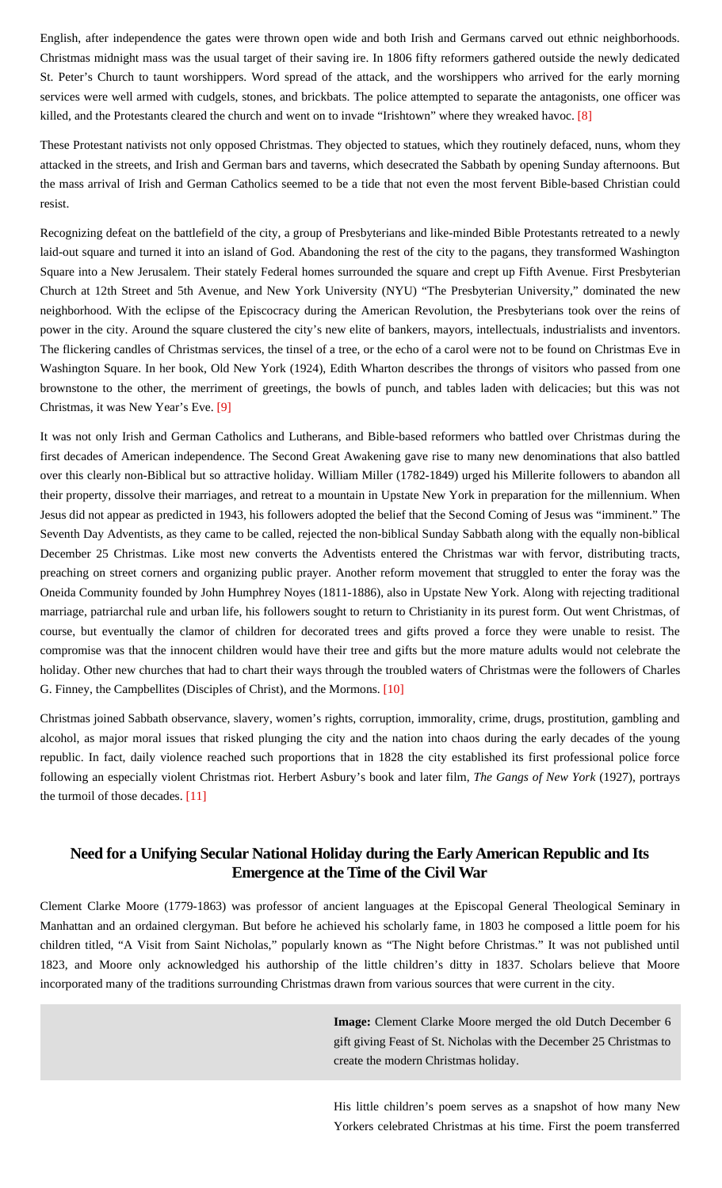English, after independence the gates were thrown open wide and both Irish and Germans carved out ethnic neighborhoods. Christmas midnight mass was the usual target of their saving ire. In 1806 fifty reformers gathered outside the newly dedicated St. Peter's Church to taunt worshippers. Word spread of the attack, and the worshippers who arrived for the early morning services were well armed with cudgels, stones, and brickbats. The police attempted to separate the antagonists, one officer was killed, and the Protestants cleared the church and went on to invade "Irishtown" where they wreaked havoc. [8]

These Protestant nativists not only opposed Christmas. They objected to statues, which they routinely defaced, nuns, whom they attacked in the streets, and Irish and German bars and taverns, which desecrated the Sabbath by opening Sunday afternoons. But the mass arrival of Irish and German Catholics seemed to be a tide that not even the most fervent Bible-based Christian could resist.

Recognizing defeat on the battlefield of the city, a group of Presbyterians and like-minded Bible Protestants retreated to a newly laid-out square and turned it into an island of God. Abandoning the rest of the city to the pagans, they transformed Washington Square into a New Jerusalem. Their stately Federal homes surrounded the square and crept up Fifth Avenue. First Presbyterian Church at 12th Street and 5th Avenue, and New York University (NYU) "The Presbyterian University," dominated the new neighborhood. With the eclipse of the Episcocracy during the American Revolution, the Presbyterians took over the reins of power in the city. Around the square clustered the city's new elite of bankers, mayors, intellectuals, industrialists and inventors. The flickering candles of Christmas services, the tinsel of a tree, or the echo of a carol were not to be found on Christmas Eve in Washington Square. In her book, Old New York (1924), Edith Wharton describes the throngs of visitors who passed from one brownstone to the other, the merriment of greetings, the bowls of punch, and tables laden with delicacies; but this was not Christmas, it was New Year's Eve. [9]

It was not only Irish and German Catholics and Lutherans, and Bible-based reformers who battled over Christmas during the first decades of American independence. The Second Great Awakening gave rise to many new denominations that also battled over this clearly non-Biblical but so attractive holiday. William Miller (1782-1849) urged his Millerite followers to abandon all their property, dissolve their marriages, and retreat to a mountain in Upstate New York in preparation for the millennium. When Jesus did not appear as predicted in 1943, his followers adopted the belief that the Second Coming of Jesus was "imminent." The Seventh Day Adventists, as they came to be called, rejected the non-biblical Sunday Sabbath along with the equally non-biblical December 25 Christmas. Like most new converts the Adventists entered the Christmas war with fervor, distributing tracts, preaching on street corners and organizing public prayer. Another reform movement that struggled to enter the foray was the Oneida Community founded by John Humphrey Noyes (1811-1886), also in Upstate New York. Along with rejecting traditional marriage, patriarchal rule and urban life, his followers sought to return to Christianity in its purest form. Out went Christmas, of course, but eventually the clamor of children for decorated trees and gifts proved a force they were unable to resist. The compromise was that the innocent children would have their tree and gifts but the more mature adults would not celebrate the holiday. Other new churches that had to chart their ways through the troubled waters of Christmas were the followers of Charles G. Finney, the Campbellites (Disciples of Christ), and the Mormons. [10]

Christmas joined Sabbath observance, slavery, women's rights, corruption, immorality, crime, drugs, prostitution, gambling and alcohol, as major moral issues that risked plunging the city and the nation into chaos during the early decades of the young republic. In fact, daily violence reached such proportions that in 1828 the city established its first professional police force following an especially violent Christmas riot. Herbert Asbury's book and later film, *The Gangs of New York* (1927), portrays the turmoil of those decades. [11]

## Need for a Unifying Secular National Holiday during the Early American Republic and Its Emergence at the Time of the Civil War

Clement Clarke Moore (1779-1863) was professor of ancient languages at the Episcopal General Theological Seminary in Manhattan and an ordained clergyman. But before he achieved his scholarly fame, in 1803 he composed a little poem for his children titled, "A Visit from Saint Nicholas," popularly known as "The Night before Christmas." It was not published until 1823, and Moore only acknowledged his authorship of the little children's ditty in 1837. Scholars believe that Moore incorporated many of the traditions surrounding Christmas drawn from various sources that were current in the city.

**Image:** Clement Clarke Moore merged the old Dutch December 6 gift giving Feast of St. Nicholas with the December 25 Christmas to create the modern Christmas holiday.

His little children's poem serves as a snapshot of how many New Yorkers celebrated Christmas at his time. First the poem transferred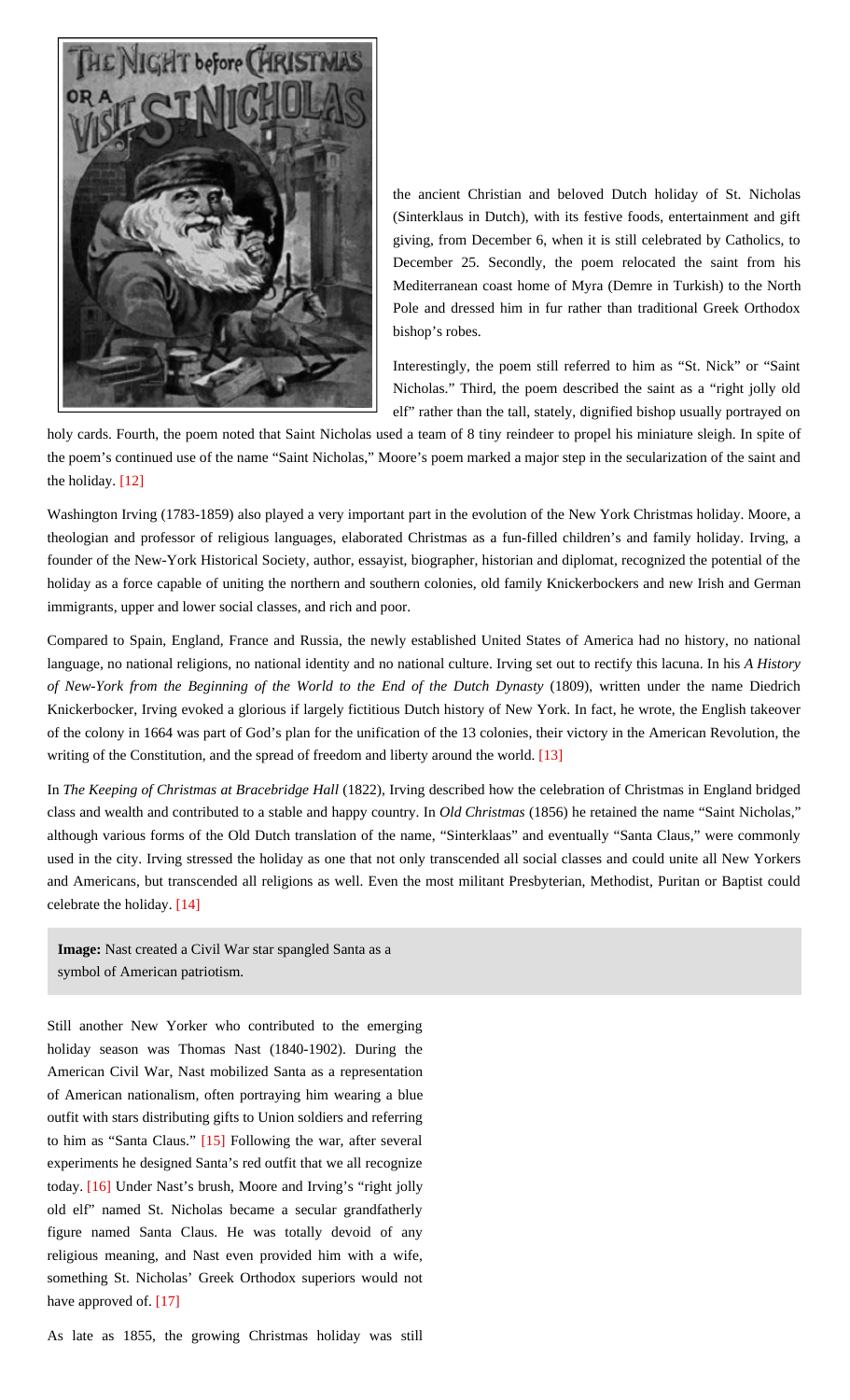the ancient Christian and beloved Dutch holiday of St. Nicholas (Sinterklaus in Dutch), with its festive foods, entertainment and gift giving, from December 6, when it is still celebrated by Catholics, to December 25. Secondly, the poem relocated the saint from his Mediterranean coast home of Myra (Demre in Turkish) to the North Pole and dressed him in fur rather than traditional Greek Orthodox bishop's robes.

Interestingly, the poem still referred to him as "St. Nick" or "Saint Nicholas." Third, the poem described the saint as a "right jolly old elf" rather than the tall, stately, dignified bishop usually portrayed on holy cards. Fourth, the poem noted that Saint Nicholas used a team of 8 tiny reindeer to propel his miniature sleigh. In spite of the poem's continued use of the name "Saint Nicholas," Moore's poem marked a major step in the secularization of the saint and the holiday. [12]

Washington Irving (1783-1859) also played a very important part in the evolution of the New York Christmas holiday. Moore, a theologian and professor of religious languages, elaborated Christmas as a fun-filled children's and family holiday. Irving, a founder of the New-York Historical Society, author, essayist, biographer, historian and diplomat, recognized the potential of the holiday as a force capable of uniting the northern and southern colonies, old family Knickerbockers and new Irish and German immigrants, upper and lower social classes, and rich and poor.

Compared to Spain, England, France and Russia, the newly established United States of America had no history, no national language, no national religions, no national identity and no national culture. Irving set out to rectify this lacuna. In his *A History of New-York from the Beginning of the World to the End of the Dutch Dynasty* (1809), written under the name Diedrich Knickerbocker, Irving evoked a glorious if largely fictitious Dutch history of New York. In fact, he wrote, the English takeover of the colony in 1664 was part of God's plan for the unification of the 13 colonies, their victory in the American Revolution, the writing of the Constitution, and the spread of freedom and liberty around the world. [13]

In *The Keeping of Christmas at Bracebridge Hall* (1822), Irving described how the celebration of Christmas in England bridged class and wealth and contributed to a stable and happy country. In *Old Christmas* (1856) he retained the name "Saint Nicholas," although various forms of the Old Dutch translation of the name, "Sinterklaas" and eventually "Santa Claus," were commonly used in the city. Irving stressed the holiday as one that not only transcended all social classes and could unite all New Yorkers and Americans, but transcended all religions as well. Even the most militant Presbyterian, Methodist, Puritan or Baptist could celebrate the holiday. [14]

**Image:** Nast created a Civil War star spangled Santa as a symbol of American patriotism.

Still another New Yorker who contributed to the emerging holiday season was Thomas Nast (1840-1902). During the American Civil War, Nast mobilized Santa as a representation of American nationalism, often portraying him wearing a blue outfit with stars distributing gifts to Union soldiers and referring to him as "Santa Claus." [15] Following the war, after several experiments he designed Santa's red outfit that we all recognize today. [16] Under Nast's brush, Moore and Irving's "right jolly old elf" named St. Nicholas became a secular grandfatherly figure named Santa Claus. He was totally devoid of any religious meaning, and Nast even provided him with a wife, something St. Nicholas' Greek Orthodox superiors would not have approved of. [17]

As late as 1855, the growing Christmas holiday was still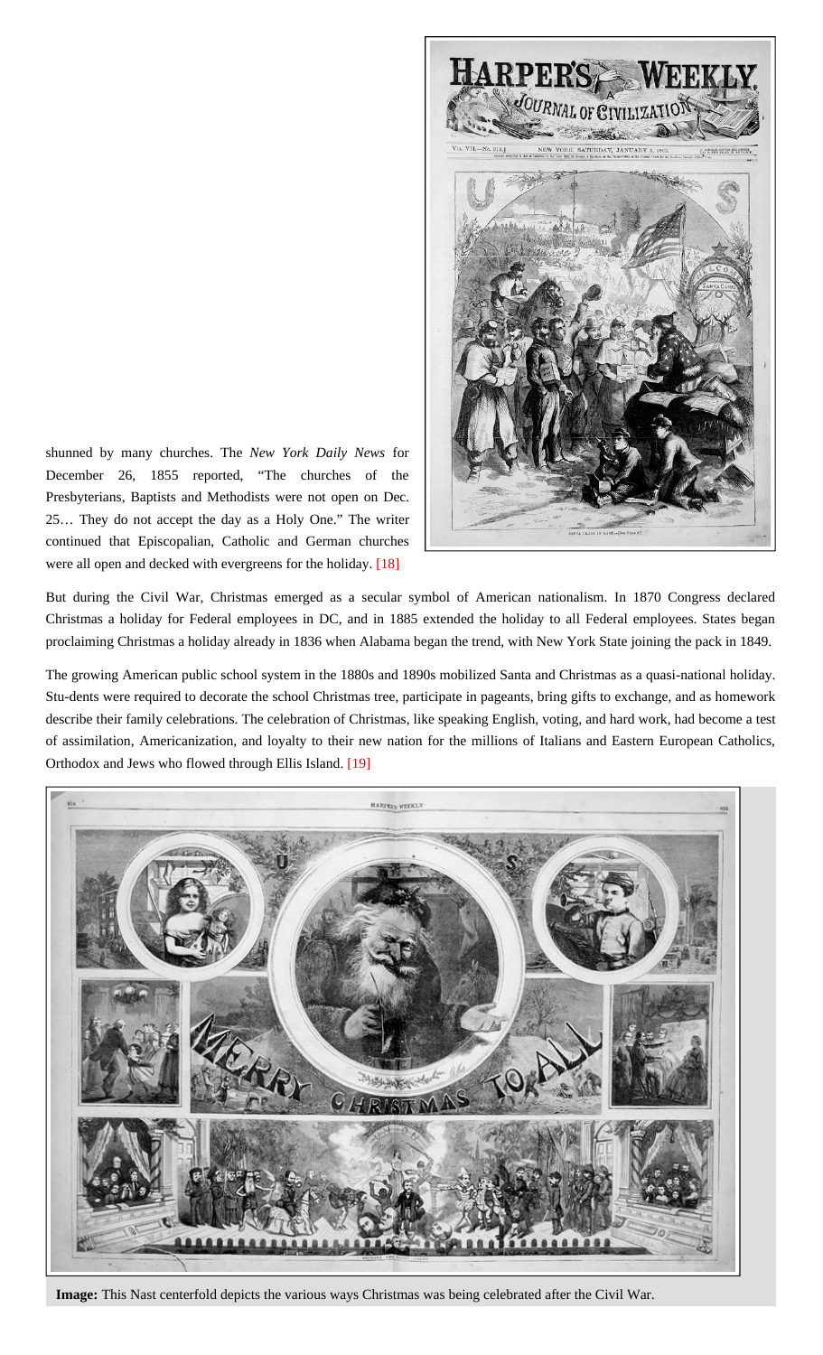shunned by many churches. The *New York Daily News* for December 26, 1855 reported, "The churches of the Presbyterians, Baptists and Methodists were not open on Dec. 25… They do not accept the day as a Holy One." The writer continued that Episcopalian, Catholic and German churches were all open and decked with evergreens for the holiday. [18]

But during the Civil War, Christmas emerged as a secular symbol of American nationalism. In 1870 Congress declared Christmas a holiday for Federal employees in DC, and in 1885 extended the holiday to all Federal employees. States began proclaiming Christmas a holiday already in 1836 when Alabama began the trend, with New York State joining the pack in 1849.

The growing American public school system in the 1880s and 1890s mobilized Santa and Christmas as a quasi-national holiday. Stu-dents were required to decorate the school Christmas tree, participate in pageants, bring gifts to exchange, and as homework describe their family celebrations. The celebration of Christmas, like speaking English, voting, and hard work, had become a test of assimilation, Americanization, and loyalty to their new nation for the millions of Italians and Eastern European Catholics, Orthodox and Jews who flowed through Ellis Island. [19]

**Image:** This Nast centerfold depicts the various ways Christmas was being celebrated after the Civil War.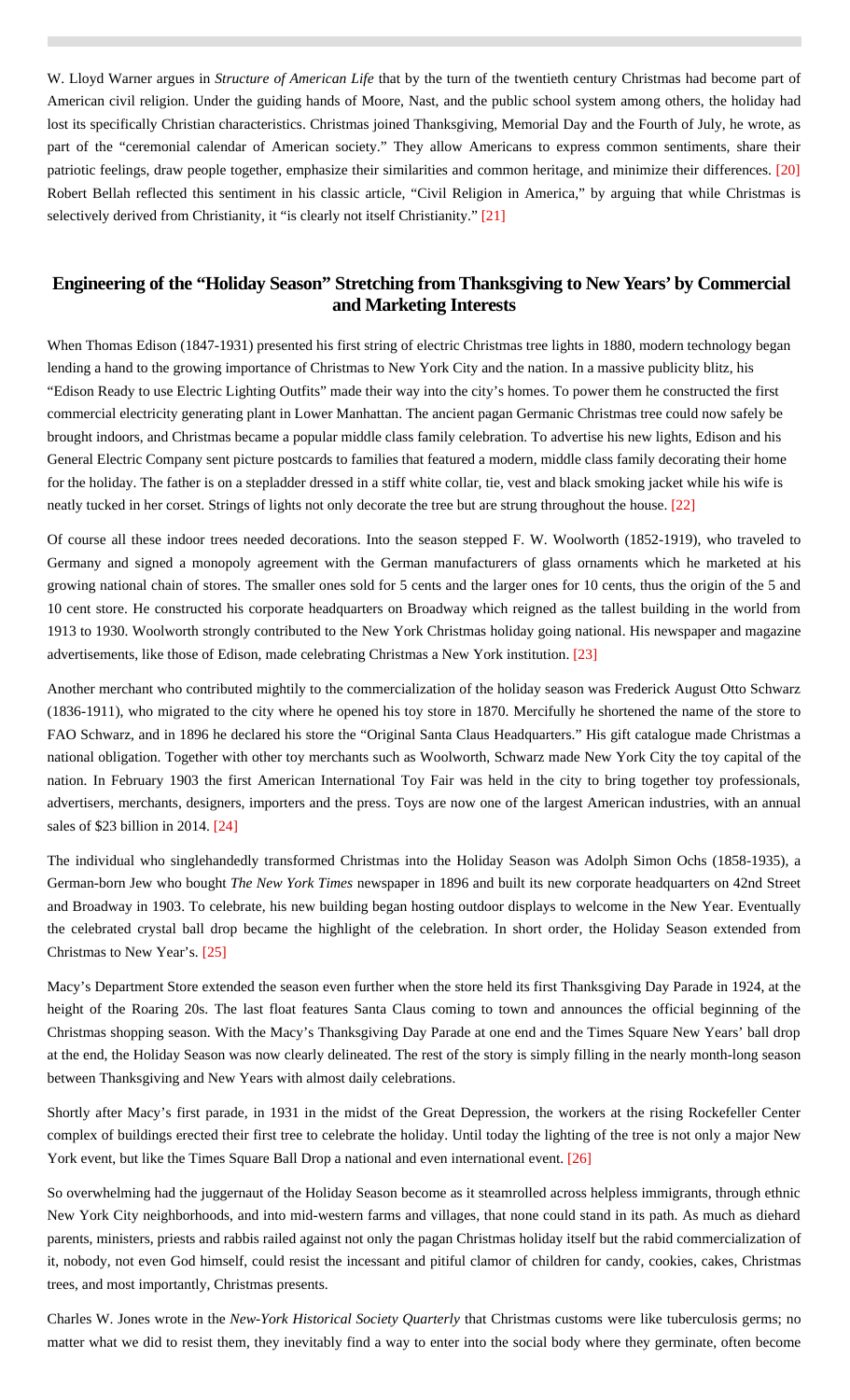W. Lloyd Warner argues in *Structure of American Life* that by the turn of the twentieth century Christmas had become part of American civil religion. Under the guiding hands of Moore, Nast, and the public school system among others, the holiday had lost its specifically Christian characteristics. Christmas joined Thanksgiving, Memorial Day and the Fourth of July, he wrote, as part of the "ceremonial calendar of American society." They allow Americans to express common sentiments, share their patriotic feelings, draw people together, emphasize their similarities and common heritage, and minimize their differences. [20] Robert Bellah reflected this sentiment in his classic article, "Civil Religion in America," by arguing that while Christmas is selectively derived from Christianity, it "is clearly not itself Christianity." [21]

## Engineering of the "Holiday Season" Stretching from Thanksgiving to New Years' by Commercial and Marketing Interests

When Thomas Edison (1847-1931) presented his first string of electric Christmas tree lights in 1880, modern technology began lending a hand to the growing importance of Christmas to New York City and the nation. In a massive publicity blitz, his "Edison Ready to use Electric Lighting Outfits" made their way into the city's homes. To power them he constructed the first commercial electricity generating plant in Lower Manhattan. The ancient pagan Germanic Christmas tree could now safely be brought indoors, and Christmas became a popular middle class family celebration. To advertise his new lights, Edison and his General Electric Company sent picture postcards to families that featured a modern, middle class family decorating their home for the holiday. The father is on a stepladder dressed in a stiff white collar, tie, vest and black smoking jacket while his wife is neatly tucked in her corset. Strings of lights not only decorate the tree but are strung throughout the house. [22]

Of course all these indoor trees needed decorations. Into the season stepped F. W. Woolworth (1852-1919), who traveled to Germany and signed a monopoly agreement with the German manufacturers of glass ornaments which he marketed at his growing national chain of stores. The smaller ones sold for 5 cents and the larger ones for 10 cents, thus the origin of the 5 and 10 cent store. He constructed his corporate headquarters on Broadway which reigned as the tallest building in the world from 1913 to 1930. Woolworth strongly contributed to the New York Christmas holiday going national. His newspaper and magazine advertisements, like those of Edison, made celebrating Christmas a New York institution. [23]

Another merchant who contributed mightily to the commercialization of the holiday season was Frederick August Otto Schwarz (1836-1911), who migrated to the city where he opened his toy store in 1870. Mercifully he shortened the name of the store to FAO Schwarz, and in 1896 he declared his store the "Original Santa Claus Headquarters." His gift catalogue made Christmas a national obligation. Together with other toy merchants such as Woolworth, Schwarz made New York City the toy capital of the nation. In February 1903 the first American International Toy Fair was held in the city to bring together toy professionals, advertisers, merchants, designers, importers and the press. Toys are now one of the largest American industries, with an annual sales of $23 billion in 2014. [24]

The individual who singlehandedly transformed Christmas into the Holiday Season was Adolph Simon Ochs (1858-1935), a German-born Jew who bought *The New York Times* newspaper in 1896 and built its new corporate headquarters on 42nd Street and Broadway in 1903. To celebrate, his new building began hosting outdoor displays to welcome in the New Year. Eventually the celebrated crystal ball drop became the highlight of the celebration. In short order, the Holiday Season extended from Christmas to New Year's. [25]

Macy's Department Store extended the season even further when the store held its first Thanksgiving Day Parade in 1924, at the height of the Roaring 20s. The last float features Santa Claus coming to town and announces the official beginning of the Christmas shopping season. With the Macy's Thanksgiving Day Parade at one end and the Times Square New Years' ball drop at the end, the Holiday Season was now clearly delineated. The rest of the story is simply filling in the nearly month-long season between Thanksgiving and New Years with almost daily celebrations.

Shortly after Macy's first parade, in 1931 in the midst of the Great Depression, the workers at the rising Rockefeller Center complex of buildings erected their first tree to celebrate the holiday. Until today the lighting of the tree is not only a major New York event, but like the Times Square Ball Drop a national and even international event. [26]

So overwhelming had the juggernaut of the Holiday Season become as it steamrolled across helpless immigrants, through ethnic New York City neighborhoods, and into mid-western farms and villages, that none could stand in its path. As much as diehard parents, ministers, priests and rabbis railed against not only the pagan Christmas holiday itself but the rabid commercialization of it, nobody, not even God himself, could resist the incessant and pitiful clamor of children for candy, cookies, cakes, Christmas trees, and most importantly, Christmas presents.

Charles W. Jones wrote in the *New-York Historical Society Quarterly* that Christmas customs were like tuberculosis germs; no matter what we did to resist them, they inevitably find a way to enter into the social body where they germinate, often become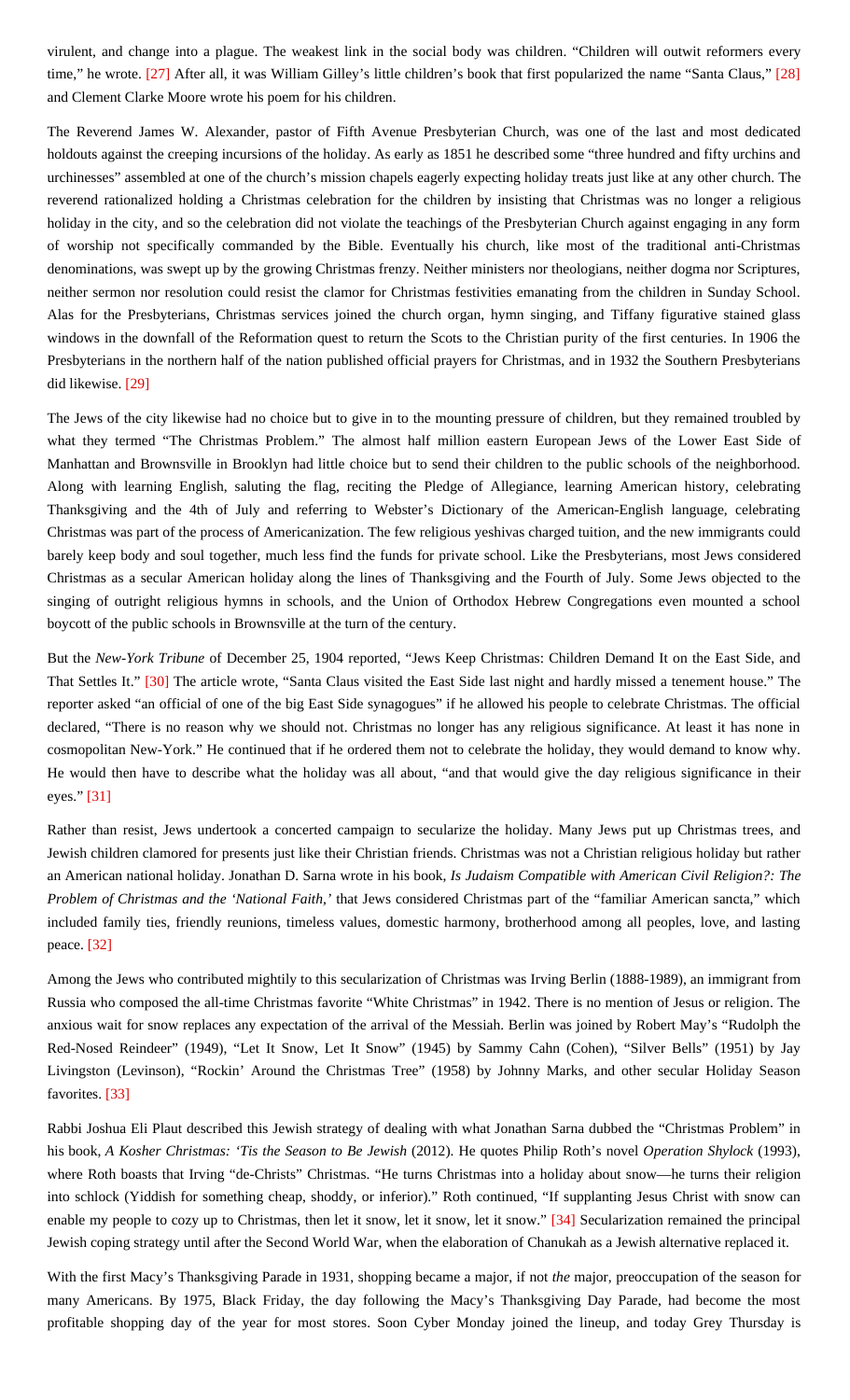virulent, and change into a plague. The weakest link in the social body was children. "Children will outwit reformers every time," he wrote. [27] After all, it was William Gilley's little children's book that first popularized the name "Santa Claus," [28] and Clement Clarke Moore wrote his poem for his children.

The Reverend James W. Alexander, pastor of Fifth Avenue Presbyterian Church, was one of the last and most dedicated holdouts against the creeping incursions of the holiday. As early as 1851 he described some "three hundred and fifty urchins and urchinesses" assembled at one of the church's mission chapels eagerly expecting holiday treats just like at any other church. The reverend rationalized holding a Christmas celebration for the children by insisting that Christmas was no longer a religious holiday in the city, and so the celebration did not violate the teachings of the Presbyterian Church against engaging in any form of worship not specifically commanded by the Bible. Eventually his church, like most of the traditional anti-Christmas denominations, was swept up by the growing Christmas frenzy. Neither ministers nor theologians, neither dogma nor Scriptures, neither sermon nor resolution could resist the clamor for Christmas festivities emanating from the children in Sunday School. Alas for the Presbyterians, Christmas services joined the church organ, hymn singing, and Tiffany figurative stained glass windows in the downfall of the Reformation quest to return the Scots to the Christian purity of the first centuries. In 1906 the Presbyterians in the northern half of the nation published official prayers for Christmas, and in 1932 the Southern Presbyterians did likewise. [29]

The Jews of the city likewise had no choice but to give in to the mounting pressure of children, but they remained troubled by what they termed "The Christmas Problem." The almost half million eastern European Jews of the Lower East Side of Manhattan and Brownsville in Brooklyn had little choice but to send their children to the public schools of the neighborhood. Along with learning English, saluting the flag, reciting the Pledge of Allegiance, learning American history, celebrating Thanksgiving and the 4th of July and referring to Webster's Dictionary of the American-English language, celebrating Christmas was part of the process of Americanization. The few religious yeshivas charged tuition, and the new immigrants could barely keep body and soul together, much less find the funds for private school. Like the Presbyterians, most Jews considered Christmas as a secular American holiday along the lines of Thanksgiving and the Fourth of July. Some Jews objected to the singing of outright religious hymns in schools, and the Union of Orthodox Hebrew Congregations even mounted a school boycott of the public schools in Brownsville at the turn of the century.

But the *New-York Tribune* of December 25, 1904 reported, "Jews Keep Christmas: Children Demand It on the East Side, and That Settles It." [30] The article wrote, "Santa Claus visited the East Side last night and hardly missed a tenement house." The reporter asked "an official of one of the big East Side synagogues" if he allowed his people to celebrate Christmas. The official declared, "There is no reason why we should not. Christmas no longer has any religious significance. At least it has none in cosmopolitan New-York." He continued that if he ordered them not to celebrate the holiday, they would demand to know why. He would then have to describe what the holiday was all about, "and that would give the day religious significance in their eyes." [31]

Rather than resist, Jews undertook a concerted campaign to secularize the holiday. Many Jews put up Christmas trees, and Jewish children clamored for presents just like their Christian friends. Christmas was not a Christian religious holiday but rather an American national holiday. Jonathan D. Sarna wrote in his book, *Is Judaism Compatible with American Civil Religion?: The Problem of Christmas and the 'National Faith,'* that Jews considered Christmas part of the "familiar American sancta," which included family ties, friendly reunions, timeless values, domestic harmony, brotherhood among all peoples, love, and lasting peace. [32]

Among the Jews who contributed mightily to this secularization of Christmas was Irving Berlin (1888-1989), an immigrant from Russia who composed the all-time Christmas favorite "White Christmas" in 1942. There is no mention of Jesus or religion. The anxious wait for snow replaces any expectation of the arrival of the Messiah. Berlin was joined by Robert May's "Rudolph the Red-Nosed Reindeer" (1949), "Let It Snow, Let It Snow" (1945) by Sammy Cahn (Cohen), "Silver Bells" (1951) by Jay Livingston (Levinson), "Rockin' Around the Christmas Tree" (1958) by Johnny Marks, and other secular Holiday Season favorites. [33]

Rabbi Joshua Eli Plaut described this Jewish strategy of dealing with what Jonathan Sarna dubbed the "Christmas Problem" in his book, *A Kosher Christmas: 'Tis the Season to Be Jewish* (2012). He quotes Philip Roth's novel *Operation Shylock* (1993), where Roth boasts that Irving "de-Christs" Christmas. "He turns Christmas into a holiday about snow—he turns their religion into schlock (Yiddish for something cheap, shoddy, or inferior)." Roth continued, "If supplanting Jesus Christ with snow can enable my people to cozy up to Christmas, then let it snow, let it snow, let it snow." [34] Secularization remained the principal Jewish coping strategy until after the Second World War, when the elaboration of Chanukah as a Jewish alternative replaced it.

With the first Macy's Thanksgiving Parade in 1931, shopping became a major, if not *the* major, preoccupation of the season for many Americans. By 1975, Black Friday, the day following the Macy's Thanksgiving Day Parade, had become the most profitable shopping day of the year for most stores. Soon Cyber Monday joined the lineup, and today Grey Thursday is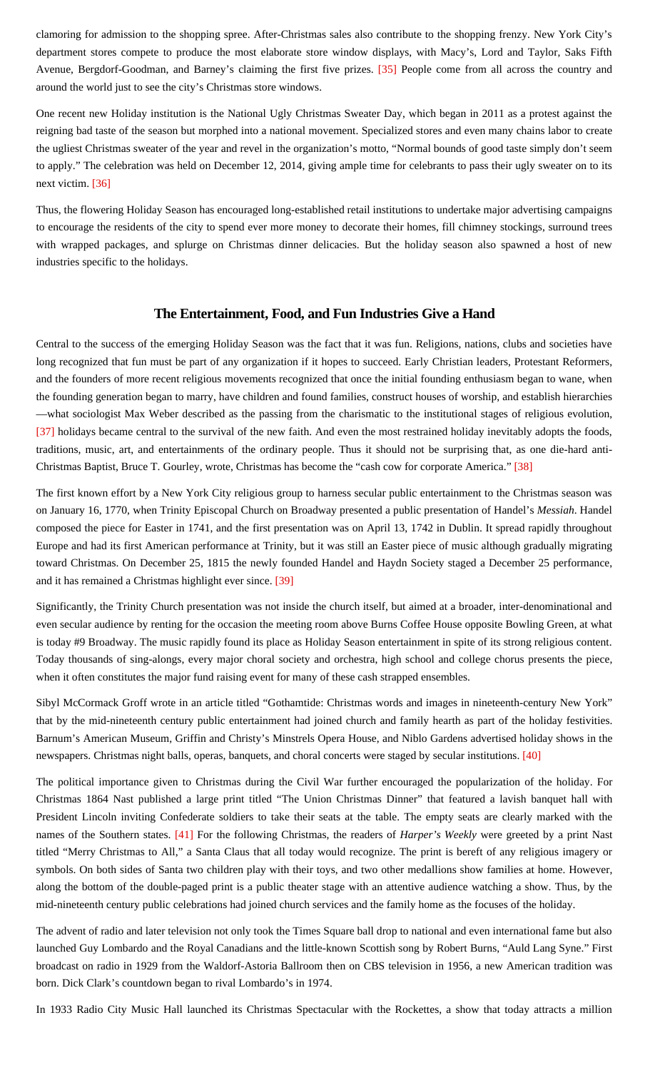clamoring for admission to the shopping spree. After-Christmas sales also contribute to the shopping frenzy. New York City's department stores compete to produce the most elaborate store window displays, with Macy's, Lord and Taylor, Saks Fifth Avenue, Bergdorf-Goodman, and Barney's claiming the first five prizes. [35] People come from all across the country and around the world just to see the city's Christmas store windows.

One recent new Holiday institution is the National Ugly Christmas Sweater Day, which began in 2011 as a protest against the reigning bad taste of the season but morphed into a national movement. Specialized stores and even many chains labor to create the ugliest Christmas sweater of the year and revel in the organization's motto, "Normal bounds of good taste simply don't seem to apply." The celebration was held on December 12, 2014, giving ample time for celebrants to pass their ugly sweater on to its next victim. [36]

Thus, the flowering Holiday Season has encouraged long-established retail institutions to undertake major advertising campaigns to encourage the residents of the city to spend ever more money to decorate their homes, fill chimney stockings, surround trees with wrapped packages, and splurge on Christmas dinner delicacies. But the holiday season also spawned a host of new industries specific to the holidays.

## The Entertainment, Food, and Fun Industries Give a Hand

Central to the success of the emerging Holiday Season was the fact that it was fun. Religions, nations, clubs and societies have long recognized that fun must be part of any organization if it hopes to succeed. Early Christian leaders, Protestant Reformers, and the founders of more recent religious movements recognized that once the initial founding enthusiasm began to wane, when the founding generation began to marry, have children and found families, construct houses of worship, and establish hierarchies—what sociologist Max Weber described as the passing from the charismatic to the institutional stages of religious evolution, [37] holidays became central to the survival of the new faith. And even the most restrained holiday inevitably adopts the foods, traditions, music, art, and entertainments of the ordinary people. Thus it should not be surprising that, as one die-hard anti-Christmas Baptist, Bruce T. Gourley, wrote, Christmas has become the "cash cow for corporate America." [38]

The first known effort by a New York City religious group to harness secular public entertainment to the Christmas season was on January 16, 1770, when Trinity Episcopal Church on Broadway presented a public presentation of Handel's *Messiah*. Handel composed the piece for Easter in 1741, and the first presentation was on April 13, 1742 in Dublin. It spread rapidly throughout Europe and had its first American performance at Trinity, but it was still an Easter piece of music although gradually migrating toward Christmas. On December 25, 1815 the newly founded Handel and Haydn Society staged a December 25 performance, and it has remained a Christmas highlight ever since. [39]

Significantly, the Trinity Church presentation was not inside the church itself, but aimed at a broader, inter-denominational and even secular audience by renting for the occasion the meeting room above Burns Coffee House opposite Bowling Green, at what is today #9 Broadway. The music rapidly found its place as Holiday Season entertainment in spite of its strong religious content. Today thousands of sing-alongs, every major choral society and orchestra, high school and college chorus presents the piece, when it often constitutes the major fund raising event for many of these cash strapped ensembles.

Sibyl McCormack Groff wrote in an article titled "Gothamtide: Christmas words and images in nineteenth-century New York" that by the mid-nineteenth century public entertainment had joined church and family hearth as part of the holiday festivities. Barnum's American Museum, Griffin and Christy's Minstrels Opera House, and Niblo Gardens advertised holiday shows in the newspapers. Christmas night balls, operas, banquets, and choral concerts were staged by secular institutions. [40]

The political importance given to Christmas during the Civil War further encouraged the popularization of the holiday. For Christmas 1864 Nast published a large print titled "The Union Christmas Dinner" that featured a lavish banquet hall with President Lincoln inviting Confederate soldiers to take their seats at the table. The empty seats are clearly marked with the names of the Southern states. [41] For the following Christmas, the readers of *Harper's Weekly* were greeted by a print Nast titled "Merry Christmas to All," a Santa Claus that all today would recognize. The print is bereft of any religious imagery or symbols. On both sides of Santa two children play with their toys, and two other medallions show families at home. However, along the bottom of the double-paged print is a public theater stage with an attentive audience watching a show. Thus, by the mid-nineteenth century public celebrations had joined church services and the family home as the focuses of the holiday.

The advent of radio and later television not only took the Times Square ball drop to national and even international fame but also launched Guy Lombardo and the Royal Canadians and the little-known Scottish song by Robert Burns, "Auld Lang Syne." First broadcast on radio in 1929 from the Waldorf-Astoria Ballroom then on CBS television in 1956, a new American tradition was born. Dick Clark's countdown began to rival Lombardo's in 1974.

In 1933 Radio City Music Hall launched its Christmas Spectacular with the Rockettes, a show that today attracts a million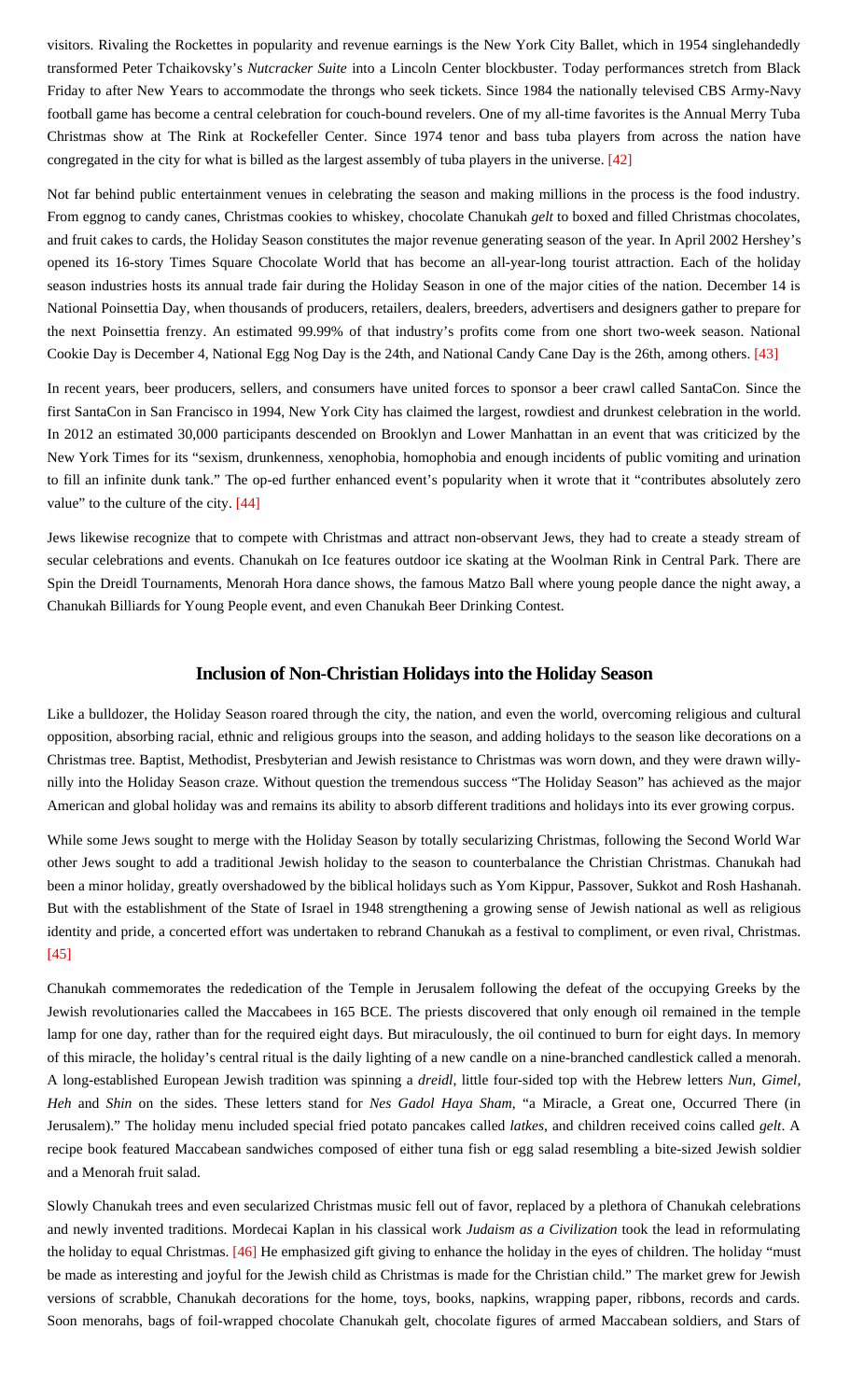visitors. Rivaling the Rockettes in popularity and revenue earnings is the New York City Ballet, which in 1954 singlehandedly transformed Peter Tchaikovsky's *Nutcracker Suite* into a Lincoln Center blockbuster. Today performances stretch from Black Friday to after New Years to accommodate the throngs who seek tickets. Since 1984 the nationally televised CBS Army-Navy football game has become a central celebration for couch-bound revelers. One of my all-time favorites is the Annual Merry Tuba Christmas show at The Rink at Rockefeller Center. Since 1974 tenor and bass tuba players from across the nation have congregated in the city for what is billed as the largest assembly of tuba players in the universe. [42]

Not far behind public entertainment venues in celebrating the season and making millions in the process is the food industry. From eggnog to candy canes, Christmas cookies to whiskey, chocolate Chanukah *gelt* to boxed and filled Christmas chocolates, and fruit cakes to cards, the Holiday Season constitutes the major revenue generating season of the year. In April 2002 Hershey's opened its 16-story Times Square Chocolate World that has become an all-year-long tourist attraction. Each of the holiday season industries hosts its annual trade fair during the Holiday Season in one of the major cities of the nation. December 14 is National Poinsettia Day, when thousands of producers, retailers, dealers, breeders, advertisers and designers gather to prepare for the next Poinsettia frenzy. An estimated 99.99% of that industry's profits come from one short two-week season. National Cookie Day is December 4, National Egg Nog Day is the 24th, and National Candy Cane Day is the 26th, among others. [43]

In recent years, beer producers, sellers, and consumers have united forces to sponsor a beer crawl called SantaCon. Since the first SantaCon in San Francisco in 1994, New York City has claimed the largest, rowdiest and drunkest celebration in the world. In 2012 an estimated 30,000 participants descended on Brooklyn and Lower Manhattan in an event that was criticized by the New York Times for its "sexism, drunkenness, xenophobia, homophobia and enough incidents of public vomiting and urination to fill an infinite dunk tank." The op-ed further enhanced event's popularity when it wrote that it "contributes absolutely zero value" to the culture of the city. [44]

Jews likewise recognize that to compete with Christmas and attract non-observant Jews, they had to create a steady stream of secular celebrations and events. Chanukah on Ice features outdoor ice skating at the Woolman Rink in Central Park. There are Spin the Dreidl Tournaments, Menorah Hora dance shows, the famous Matzo Ball where young people dance the night away, a Chanukah Billiards for Young People event, and even Chanukah Beer Drinking Contest.

## Inclusion of Non-Christian Holidays into the Holiday Season

Like a bulldozer, the Holiday Season roared through the city, the nation, and even the world, overcoming religious and cultural opposition, absorbing racial, ethnic and religious groups into the season, and adding holidays to the season like decorations on a Christmas tree. Baptist, Methodist, Presbyterian and Jewish resistance to Christmas was worn down, and they were drawn willy-nilly into the Holiday Season craze. Without question the tremendous success "The Holiday Season" has achieved as the major American and global holiday was and remains its ability to absorb different traditions and holidays into its ever growing corpus.

While some Jews sought to merge with the Holiday Season by totally secularizing Christmas, following the Second World War other Jews sought to add a traditional Jewish holiday to the season to counterbalance the Christian Christmas. Chanukah had been a minor holiday, greatly overshadowed by the biblical holidays such as Yom Kippur, Passover, Sukkot and Rosh Hashanah. But with the establishment of the State of Israel in 1948 strengthening a growing sense of Jewish national as well as religious identity and pride, a concerted effort was undertaken to rebrand Chanukah as a festival to compliment, or even rival, Christmas. [45]

Chanukah commemorates the rededication of the Temple in Jerusalem following the defeat of the occupying Greeks by the Jewish revolutionaries called the Maccabees in 165 BCE. The priests discovered that only enough oil remained in the temple lamp for one day, rather than for the required eight days. But miraculously, the oil continued to burn for eight days. In memory of this miracle, the holiday's central ritual is the daily lighting of a new candle on a nine-branched candlestick called a menorah. A long-established European Jewish tradition was spinning a *dreidl*, little four-sided top with the Hebrew letters *Nun*, *Gimel*, *Heh* and *Shin* on the sides. These letters stand for *Nes Gadol Haya Sham*, "a Miracle, a Great one, Occurred There (in Jerusalem)." The holiday menu included special fried potato pancakes called *latkes*, and children received coins called *gelt*. A recipe book featured Maccabean sandwiches composed of either tuna fish or egg salad resembling a bite-sized Jewish soldier and a Menorah fruit salad.

Slowly Chanukah trees and even secularized Christmas music fell out of favor, replaced by a plethora of Chanukah celebrations and newly invented traditions. Mordecai Kaplan in his classical work *Judaism as a Civilization* took the lead in reformulating the holiday to equal Christmas. [46] He emphasized gift giving to enhance the holiday in the eyes of children. The holiday "must be made as interesting and joyful for the Jewish child as Christmas is made for the Christian child." The market grew for Jewish versions of scrabble, Chanukah decorations for the home, toys, books, napkins, wrapping paper, ribbons, records and cards. Soon menorahs, bags of foil-wrapped chocolate Chanukah gelt, chocolate figures of armed Maccabean soldiers, and Stars of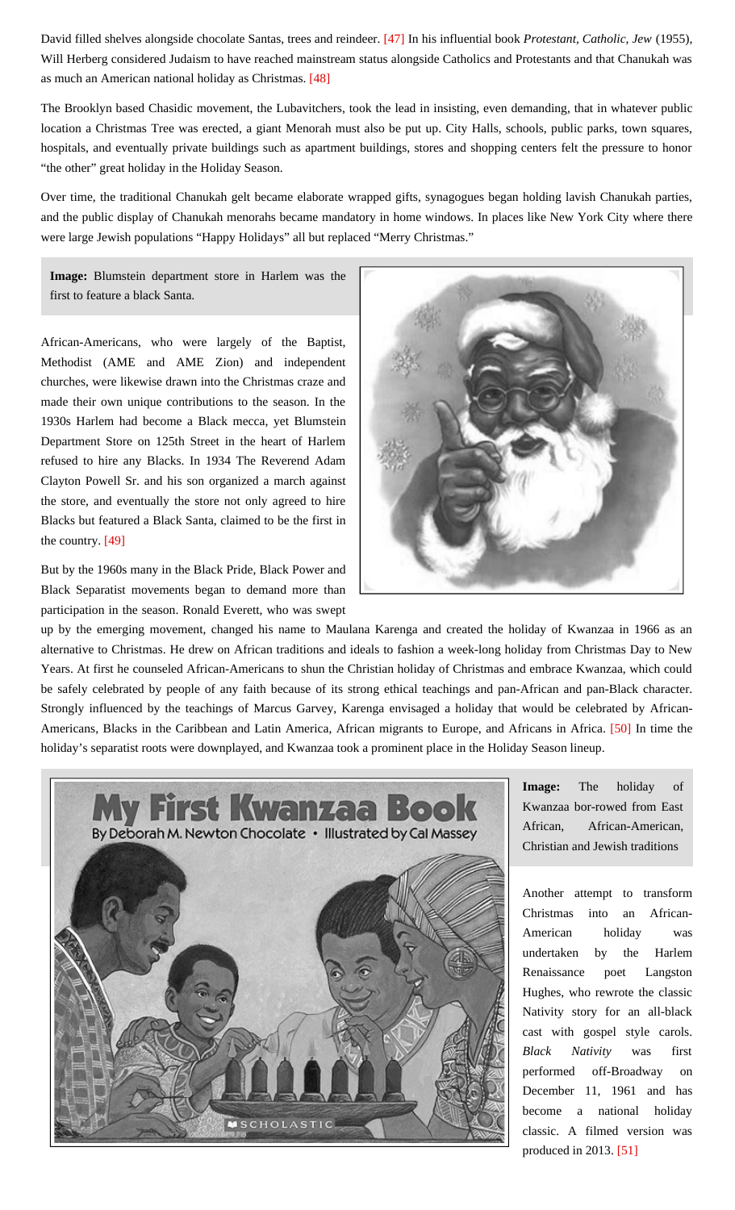David filled shelves alongside chocolate Santas, trees and reindeer. [47] In his influential book *Protestant, Catholic, Jew* (1955), Will Herberg considered Judaism to have reached mainstream status alongside Catholics and Protestants and that Chanukah was as much an American national holiday as Christmas. [48]

The Brooklyn based Chasidic movement, the Lubavitchers, took the lead in insisting, even demanding, that in whatever public location a Christmas Tree was erected, a giant Menorah must also be put up. City Halls, schools, public parks, town squares, hospitals, and eventually private buildings such as apartment buildings, stores and shopping centers felt the pressure to honor "the other" great holiday in the Holiday Season.

Over time, the traditional Chanukah gelt became elaborate wrapped gifts, synagogues began holding lavish Chanukah parties, and the public display of Chanukah menorahs became mandatory in home windows. In places like New York City where there were large Jewish populations "Happy Holidays" all but replaced "Merry Christmas."

**Image:** Blumstein department store in Harlem was the first to feature a black Santa.

African-Americans, who were largely of the Baptist, Methodist (AME and AME Zion) and independent churches, were likewise drawn into the Christmas craze and made their own unique contributions to the season. In the 1930s Harlem had become a Black mecca, yet Blumstein Department Store on 125th Street in the heart of Harlem refused to hire any Blacks. In 1934 The Reverend Adam Clayton Powell Sr. and his son organized a march against the store, and eventually the store not only agreed to hire Blacks but featured a Black Santa, claimed to be the first in the country. [49]

But by the 1960s many in the Black Pride, Black Power and Black Separatist movements began to demand more than participation in the season. Ronald Everett, who was swept up by the emerging movement, changed his name to Maulana Karenga and created the holiday of Kwanzaa in 1966 as an alternative to Christmas. He drew on African traditions and ideals to fashion a week-long holiday from Christmas Day to New Years. At first he counseled African-Americans to shun the Christian holiday of Christmas and embrace Kwanzaa, which could be safely celebrated by people of any faith because of its strong ethical teachings and pan-African and pan-Black character. Strongly influenced by the teachings of Marcus Garvey, Karenga envisaged a holiday that would be celebrated by African-Americans, Blacks in the Caribbean and Latin America, African migrants to Europe, and Africans in Africa. [50] In time the holiday's separatist roots were downplayed, and Kwanzaa took a prominent place in the Holiday Season lineup.

**Image:** The holiday of Kwanzaa bor-rowed from East African, African-American, Christian and Jewish traditions

Another attempt to transform Christmas into an African-American holiday was undertaken by the Harlem Renaissance poet Langston Hughes, who rewrote the classic Nativity story for an all-black cast with gospel style carols. *Black Nativity* was first performed off-Broadway on December 11, 1961 and has become a national holiday classic. A filmed version was produced in 2013. [51]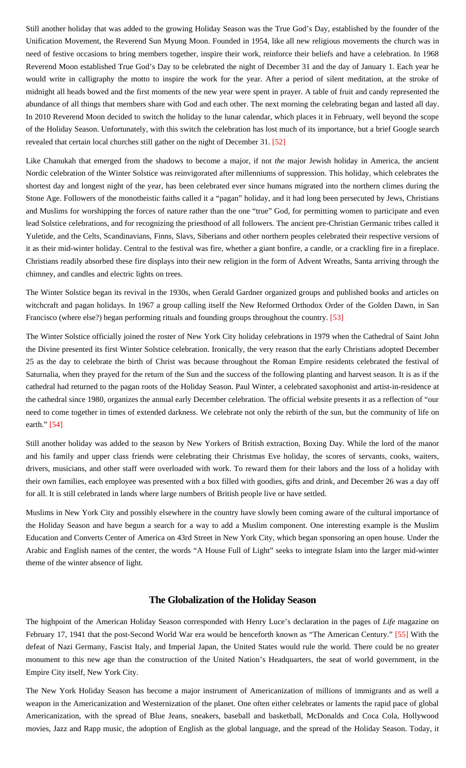Still another holiday that was added to the growing Holiday Season was the True God's Day, established by the founder of the Unification Movement, the Reverend Sun Myung Moon. Founded in 1954, like all new religious movements the church was in need of festive occasions to bring members together, inspire their work, reinforce their beliefs and have a celebration. In 1968 Reverend Moon established True God's Day to be celebrated the night of December 31 and the day of January 1. Each year he would write in calligraphy the motto to inspire the work for the year. After a period of silent meditation, at the stroke of midnight all heads bowed and the first moments of the new year were spent in prayer. A table of fruit and candy represented the abundance of all things that members share with God and each other. The next morning the celebrating began and lasted all day. In 2010 Reverend Moon decided to switch the holiday to the lunar calendar, which places it in February, well beyond the scope of the Holiday Season. Unfortunately, with this switch the celebration has lost much of its importance, but a brief Google search revealed that certain local churches still gather on the night of December 31. [52]

Like Chanukah that emerged from the shadows to become a major, if not *the* major Jewish holiday in America, the ancient Nordic celebration of the Winter Solstice was reinvigorated after millenniums of suppression. This holiday, which celebrates the shortest day and longest night of the year, has been celebrated ever since humans migrated into the northern climes during the Stone Age. Followers of the monotheistic faiths called it a "pagan" holiday, and it had long been persecuted by Jews, Christians and Muslims for worshipping the forces of nature rather than the one "true" God, for permitting women to participate and even lead Solstice celebrations, and for recognizing the priesthood of all followers. The ancient pre-Christian Germanic tribes called it Yuletide, and the Celts, Scandinavians, Finns, Slavs, Siberians and other northern peoples celebrated their respective versions of it as their mid-winter holiday. Central to the festival was fire, whether a giant bonfire, a candle, or a crackling fire in a fireplace. Christians readily absorbed these fire displays into their new religion in the form of Advent Wreaths, Santa arriving through the chimney, and candles and electric lights on trees.

The Winter Solstice began its revival in the 1930s, when Gerald Gardner organized groups and published books and articles on witchcraft and pagan holidays. In 1967 a group calling itself the New Reformed Orthodox Order of the Golden Dawn, in San Francisco (where else?) began performing rituals and founding groups throughout the country. [53]

The Winter Solstice officially joined the roster of New York City holiday celebrations in 1979 when the Cathedral of Saint John the Divine presented its first Winter Solstice celebration. Ironically, the very reason that the early Christians adopted December 25 as the day to celebrate the birth of Christ was because throughout the Roman Empire residents celebrated the festival of Saturnalia, when they prayed for the return of the Sun and the success of the following planting and harvest season. It is as if the cathedral had returned to the pagan roots of the Holiday Season. Paul Winter, a celebrated saxophonist and artist-in-residence at the cathedral since 1980, organizes the annual early December celebration. The official website presents it as a reflection of "our need to come together in times of extended darkness. We celebrate not only the rebirth of the sun, but the community of life on earth." [54]

Still another holiday was added to the season by New Yorkers of British extraction, Boxing Day. While the lord of the manor and his family and upper class friends were celebrating their Christmas Eve holiday, the scores of servants, cooks, waiters, drivers, musicians, and other staff were overloaded with work. To reward them for their labors and the loss of a holiday with their own families, each employee was presented with a box filled with goodies, gifts and drink, and December 26 was a day off for all. It is still celebrated in lands where large numbers of British people live or have settled.

Muslims in New York City and possibly elsewhere in the country have slowly been coming aware of the cultural importance of the Holiday Season and have begun a search for a way to add a Muslim component. One interesting example is the Muslim Education and Converts Center of America on 43rd Street in New York City, which began sponsoring an open house. Under the Arabic and English names of the center, the words "A House Full of Light" seeks to integrate Islam into the larger mid-winter theme of the winter absence of light.

## The Globalization of the Holiday Season

The highpoint of the American Holiday Season corresponded with Henry Luce's declaration in the pages of *Life* magazine on February 17, 1941 that the post-Second World War era would be henceforth known as "The American Century." [55] With the defeat of Nazi Germany, Fascist Italy, and Imperial Japan, the United States would rule the world. There could be no greater monument to this new age than the construction of the United Nation's Headquarters, the seat of world government, in the Empire City itself, New York City.

The New York Holiday Season has become a major instrument of Americanization of millions of immigrants and as well a weapon in the Americanization and Westernization of the planet. One often either celebrates or laments the rapid pace of global Americanization, with the spread of Blue Jeans, sneakers, baseball and basketball, McDonalds and Coca Cola, Hollywood movies, Jazz and Rapp music, the adoption of English as the global language, and the spread of the Holiday Season. Today, it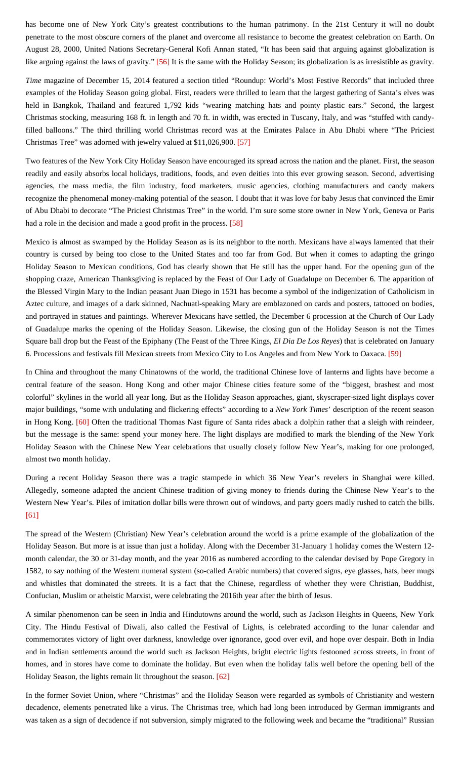has become one of New York City's greatest contributions to the human patrimony. In the 21st Century it will no doubt penetrate to the most obscure corners of the planet and overcome all resistance to become the greatest celebration on Earth. On August 28, 2000, United Nations Secretary-General Kofi Annan stated, "It has been said that arguing against globalization is like arguing against the laws of gravity." [56] It is the same with the Holiday Season; its globalization is as irresistible as gravity.

*Time* magazine of December 15, 2014 featured a section titled "Roundup: World's Most Festive Records" that included three examples of the Holiday Season going global. First, readers were thrilled to learn that the largest gathering of Santa's elves was held in Bangkok, Thailand and featured 1,792 kids "wearing matching hats and pointy plastic ears." Second, the largest Christmas stocking, measuring 168 ft. in length and 70 ft. in width, was erected in Tuscany, Italy, and was "stuffed with candy-filled balloons." The third thrilling world Christmas record was at the Emirates Palace in Abu Dhabi where "The Priciest Christmas Tree" was adorned with jewelry valued at $11,026,900. [57]

Two features of the New York City Holiday Season have encouraged its spread across the nation and the planet. First, the season readily and easily absorbs local holidays, traditions, foods, and even deities into this ever growing season. Second, advertising agencies, the mass media, the film industry, food marketers, music agencies, clothing manufacturers and candy makers recognize the phenomenal money-making potential of the season. I doubt that it was love for baby Jesus that convinced the Emir of Abu Dhabi to decorate "The Priciest Christmas Tree" in the world. I'm sure some store owner in New York, Geneva or Paris had a role in the decision and made a good profit in the process. [58]

Mexico is almost as swamped by the Holiday Season as is its neighbor to the north. Mexicans have always lamented that their country is cursed by being too close to the United States and too far from God. But when it comes to adapting the gringo Holiday Season to Mexican conditions, God has clearly shown that He still has the upper hand. For the opening gun of the shopping craze, American Thanksgiving is replaced by the Feast of Our Lady of Guadalupe on December 6. The apparition of the Blessed Virgin Mary to the Indian peasant Juan Diego in 1531 has become a symbol of the indigenization of Catholicism in Aztec culture, and images of a dark skinned, Nachuatl-speaking Mary are emblazoned on cards and posters, tattooed on bodies, and portrayed in statues and paintings. Wherever Mexicans have settled, the December 6 procession at the Church of Our Lady of Guadalupe marks the opening of the Holiday Season. Likewise, the closing gun of the Holiday Season is not the Times Square ball drop but the Feast of the Epiphany (The Feast of the Three Kings, *El Dia De Los Reyes*) that is celebrated on January 6. Processions and festivals fill Mexican streets from Mexico City to Los Angeles and from New York to Oaxaca. [59]

In China and throughout the many Chinatowns of the world, the traditional Chinese love of lanterns and lights have become a central feature of the season. Hong Kong and other major Chinese cities feature some of the "biggest, brashest and most colorful" skylines in the world all year long. But as the Holiday Season approaches, giant, skyscraper-sized light displays cover major buildings, "some with undulating and flickering effects" according to a *New York Times*' description of the recent season in Hong Kong. [60] Often the traditional Thomas Nast figure of Santa rides aback a dolphin rather that a sleigh with reindeer, but the message is the same: spend your money here. The light displays are modified to mark the blending of the New York Holiday Season with the Chinese New Year celebrations that usually closely follow New Year's, making for one prolonged, almost two month holiday.

During a recent Holiday Season there was a tragic stampede in which 36 New Year's revelers in Shanghai were killed. Allegedly, someone adapted the ancient Chinese tradition of giving money to friends during the Chinese New Year's to the Western New Year's. Piles of imitation dollar bills were thrown out of windows, and party goers madly rushed to catch the bills. [61]

The spread of the Western (Christian) New Year's celebration around the world is a prime example of the globalization of the Holiday Season. But more is at issue than just a holiday. Along with the December 31-January 1 holiday comes the Western 12-month calendar, the 30 or 31-day month, and the year 2016 as numbered according to the calendar devised by Pope Gregory in 1582, to say nothing of the Western numeral system (so-called Arabic numbers) that covered signs, eye glasses, hats, beer mugs and whistles that dominated the streets. It is a fact that the Chinese, regardless of whether they were Christian, Buddhist, Confucian, Muslim or atheistic Marxist, were celebrating the 2016th year after the birth of Jesus.

A similar phenomenon can be seen in India and Hindutowns around the world, such as Jackson Heights in Queens, New York City. The Hindu Festival of Diwali, also called the Festival of Lights, is celebrated according to the lunar calendar and commemorates victory of light over darkness, knowledge over ignorance, good over evil, and hope over despair. Both in India and in Indian settlements around the world such as Jackson Heights, bright electric lights festooned across streets, in front of homes, and in stores have come to dominate the holiday. But even when the holiday falls well before the opening bell of the Holiday Season, the lights remain lit throughout the season. [62]

In the former Soviet Union, where "Christmas" and the Holiday Season were regarded as symbols of Christianity and western decadence, elements penetrated like a virus. The Christmas tree, which had long been introduced by German immigrants and was taken as a sign of decadence if not subversion, simply migrated to the following week and became the "traditional" Russian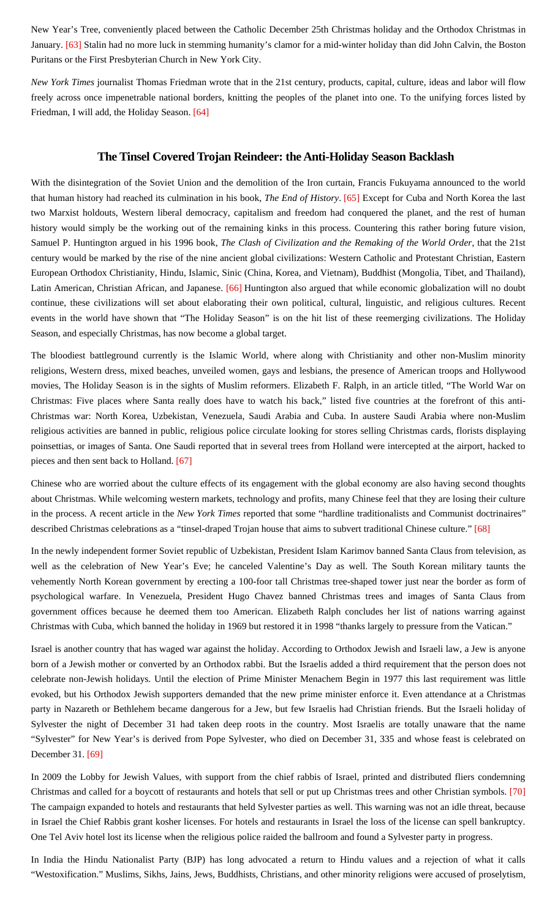New Year's Tree, conveniently placed between the Catholic December 25th Christmas holiday and the Orthodox Christmas in January. [63] Stalin had no more luck in stemming humanity's clamor for a mid-winter holiday than did John Calvin, the Boston Puritans or the First Presbyterian Church in New York City.

*New York Times* journalist Thomas Friedman wrote that in the 21st century, products, capital, culture, ideas and labor will flow freely across once impenetrable national borders, knitting the peoples of the planet into one. To the unifying forces listed by Friedman, I will add, the Holiday Season. [64]

## The Tinsel Covered Trojan Reindeer: the Anti-Holiday Season Backlash

With the disintegration of the Soviet Union and the demolition of the Iron curtain, Francis Fukuyama announced to the world that human history had reached its culmination in his book, *The End of History*. [65] Except for Cuba and North Korea the last two Marxist holdouts, Western liberal democracy, capitalism and freedom had conquered the planet, and the rest of human history would simply be the working out of the remaining kinks in this process. Countering this rather boring future vision, Samuel P. Huntington argued in his 1996 book, *The Clash of Civilization and the Remaking of the World Order*, that the 21st century would be marked by the rise of the nine ancient global civilizations: Western Catholic and Protestant Christian, Eastern European Orthodox Christianity, Hindu, Islamic, Sinic (China, Korea, and Vietnam), Buddhist (Mongolia, Tibet, and Thailand), Latin American, Christian African, and Japanese. [66] Huntington also argued that while economic globalization will no doubt continue, these civilizations will set about elaborating their own political, cultural, linguistic, and religious cultures. Recent events in the world have shown that "The Holiday Season" is on the hit list of these reemerging civilizations. The Holiday Season, and especially Christmas, has now become a global target.

The bloodiest battleground currently is the Islamic World, where along with Christianity and other non-Muslim minority religions, Western dress, mixed beaches, unveiled women, gays and lesbians, the presence of American troops and Hollywood movies, The Holiday Season is in the sights of Muslim reformers. Elizabeth F. Ralph, in an article titled, "The World War on Christmas: Five places where Santa really does have to watch his back," listed five countries at the forefront of this anti-Christmas war: North Korea, Uzbekistan, Venezuela, Saudi Arabia and Cuba. In austere Saudi Arabia where non-Muslim religious activities are banned in public, religious police circulate looking for stores selling Christmas cards, florists displaying poinsettias, or images of Santa. One Saudi reported that in several trees from Holland were intercepted at the airport, hacked to pieces and then sent back to Holland. [67]

Chinese who are worried about the culture effects of its engagement with the global economy are also having second thoughts about Christmas. While welcoming western markets, technology and profits, many Chinese feel that they are losing their culture in the process. A recent article in the *New York Times* reported that some "hardline traditionalists and Communist doctrinaires" described Christmas celebrations as a "tinsel-draped Trojan house that aims to subvert traditional Chinese culture." [68]

In the newly independent former Soviet republic of Uzbekistan, President Islam Karimov banned Santa Claus from television, as well as the celebration of New Year's Eve; he canceled Valentine's Day as well. The South Korean military taunts the vehemently North Korean government by erecting a 100-foor tall Christmas tree-shaped tower just near the border as form of psychological warfare. In Venezuela, President Hugo Chavez banned Christmas trees and images of Santa Claus from government offices because he deemed them too American. Elizabeth Ralph concludes her list of nations warring against Christmas with Cuba, which banned the holiday in 1969 but restored it in 1998 "thanks largely to pressure from the Vatican."

Israel is another country that has waged war against the holiday. According to Orthodox Jewish and Israeli law, a Jew is anyone born of a Jewish mother or converted by an Orthodox rabbi. But the Israelis added a third requirement that the person does not celebrate non-Jewish holidays. Until the election of Prime Minister Menachem Begin in 1977 this last requirement was little evoked, but his Orthodox Jewish supporters demanded that the new prime minister enforce it. Even attendance at a Christmas party in Nazareth or Bethlehem became dangerous for a Jew, but few Israelis had Christian friends. But the Israeli holiday of Sylvester the night of December 31 had taken deep roots in the country. Most Israelis are totally unaware that the name "Sylvester" for New Year's is derived from Pope Sylvester, who died on December 31, 335 and whose feast is celebrated on December 31. [69]

In 2009 the Lobby for Jewish Values, with support from the chief rabbis of Israel, printed and distributed fliers condemning Christmas and called for a boycott of restaurants and hotels that sell or put up Christmas trees and other Christian symbols. [70] The campaign expanded to hotels and restaurants that held Sylvester parties as well. This warning was not an idle threat, because in Israel the Chief Rabbis grant kosher licenses. For hotels and restaurants in Israel the loss of the license can spell bankruptcy. One Tel Aviv hotel lost its license when the religious police raided the ballroom and found a Sylvester party in progress.

In India the Hindu Nationalist Party (BJP) has long advocated a return to Hindu values and a rejection of what it calls "Westoxification." Muslims, Sikhs, Jains, Jews, Buddhists, Christians, and other minority religions were accused of proselytism,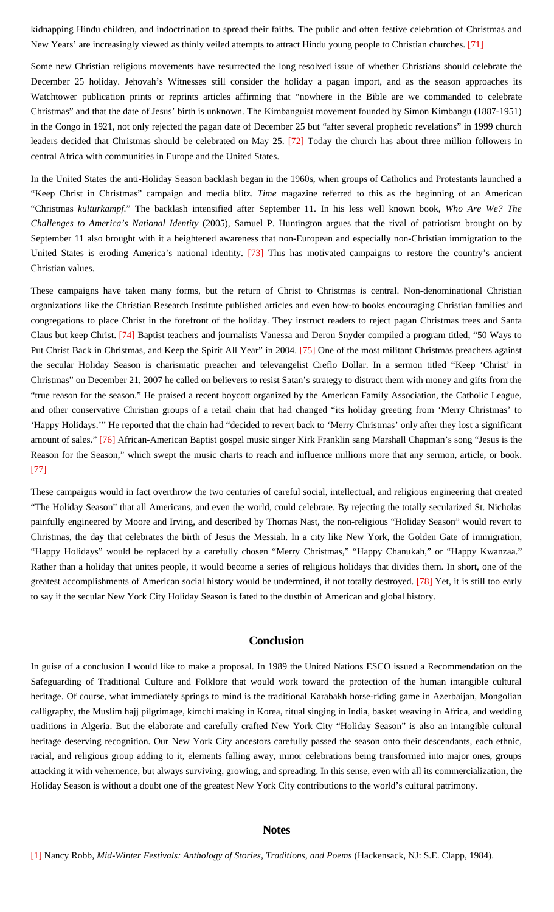kidnapping Hindu children, and indoctrination to spread their faiths. The public and often festive celebration of Christmas and New Years' are increasingly viewed as thinly veiled attempts to attract Hindu young people to Christian churches. [71]

Some new Christian religious movements have resurrected the long resolved issue of whether Christians should celebrate the December 25 holiday. Jehovah's Witnesses still consider the holiday a pagan import, and as the season approaches its Watchtower publication prints or reprints articles affirming that "nowhere in the Bible are we commanded to celebrate Christmas" and that the date of Jesus' birth is unknown. The Kimbanguist movement founded by Simon Kimbangu (1887-1951) in the Congo in 1921, not only rejected the pagan date of December 25 but "after several prophetic revelations" in 1999 church leaders decided that Christmas should be celebrated on May 25. [72] Today the church has about three million followers in central Africa with communities in Europe and the United States.

In the United States the anti-Holiday Season backlash began in the 1960s, when groups of Catholics and Protestants launched a "Keep Christ in Christmas" campaign and media blitz. *Time* magazine referred to this as the beginning of an American "Christmas *kulturkampf*." The backlash intensified after September 11. In his less well known book, *Who Are We? The Challenges to America's National Identity* (2005), Samuel P. Huntington argues that the rival of patriotism brought on by September 11 also brought with it a heightened awareness that non-European and especially non-Christian immigration to the United States is eroding America's national identity. [73] This has motivated campaigns to restore the country's ancient Christian values.

These campaigns have taken many forms, but the return of Christ to Christmas is central. Non-denominational Christian organizations like the Christian Research Institute published articles and even how-to books encouraging Christian families and congregations to place Christ in the forefront of the holiday. They instruct readers to reject pagan Christmas trees and Santa Claus but keep Christ. [74] Baptist teachers and journalists Vanessa and Deron Snyder compiled a program titled, "50 Ways to Put Christ Back in Christmas, and Keep the Spirit All Year" in 2004. [75] One of the most militant Christmas preachers against the secular Holiday Season is charismatic preacher and televangelist Creflo Dollar. In a sermon titled "Keep 'Christ' in Christmas" on December 21, 2007 he called on believers to resist Satan's strategy to distract them with money and gifts from the "true reason for the season." He praised a recent boycott organized by the American Family Association, the Catholic League, and other conservative Christian groups of a retail chain that had changed "its holiday greeting from 'Merry Christmas' to 'Happy Holidays.'" He reported that the chain had "decided to revert back to 'Merry Christmas' only after they lost a significant amount of sales." [76] African-American Baptist gospel music singer Kirk Franklin sang Marshall Chapman's song "Jesus is the Reason for the Season," which swept the music charts to reach and influence millions more that any sermon, article, or book. [77]

These campaigns would in fact overthrow the two centuries of careful social, intellectual, and religious engineering that created "The Holiday Season" that all Americans, and even the world, could celebrate. By rejecting the totally secularized St. Nicholas painfully engineered by Moore and Irving, and described by Thomas Nast, the non-religious "Holiday Season" would revert to Christmas, the day that celebrates the birth of Jesus the Messiah. In a city like New York, the Golden Gate of immigration, "Happy Holidays" would be replaced by a carefully chosen "Merry Christmas," "Happy Chanukah," or "Happy Kwanzaa." Rather than a holiday that unites people, it would become a series of religious holidays that divides them. In short, one of the greatest accomplishments of American social history would be undermined, if not totally destroyed. [78] Yet, it is still too early to say if the secular New York City Holiday Season is fated to the dustbin of American and global history.

## Conclusion

In guise of a conclusion I would like to make a proposal. In 1989 the United Nations ESCO issued a Recommendation on the Safeguarding of Traditional Culture and Folklore that would work toward the protection of the human intangible cultural heritage. Of course, what immediately springs to mind is the traditional Karabakh horse-riding game in Azerbaijan, Mongolian calligraphy, the Muslim hajj pilgrimage, kimchi making in Korea, ritual singing in India, basket weaving in Africa, and wedding traditions in Algeria. But the elaborate and carefully crafted New York City "Holiday Season" is also an intangible cultural heritage deserving recognition. Our New York City ancestors carefully passed the season onto their descendants, each ethnic, racial, and religious group adding to it, elements falling away, minor celebrations being transformed into major ones, groups attacking it with vehemence, but always surviving, growing, and spreading. In this sense, even with all its commercialization, the Holiday Season is without a doubt one of the greatest New York City contributions to the world's cultural patrimony.

## Notes

[1] Nancy Robb, *Mid-Winter Festivals: Anthology of Stories, Traditions, and Poems* (Hackensack, NJ: S.E. Clapp, 1984).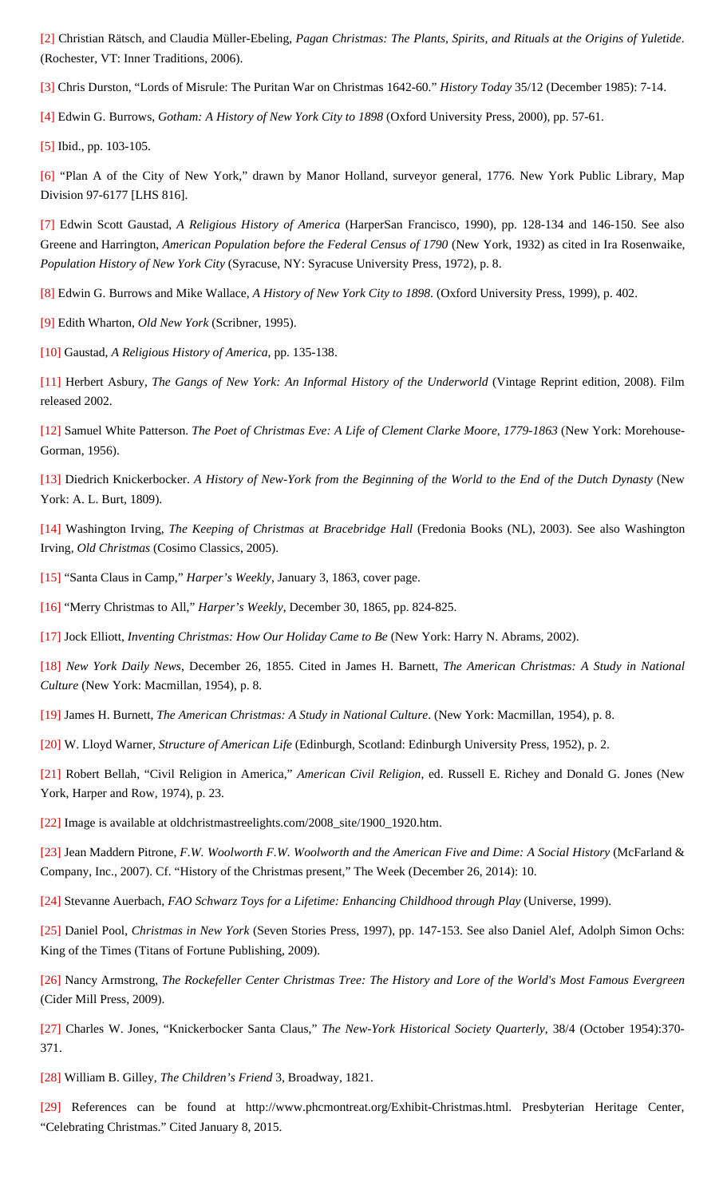[2] Christian Rätsch, and Claudia Müller-Ebeling, *Pagan Christmas: The Plants, Spirits, and Rituals at the Origins of Yuletide*. (Rochester, VT: Inner Traditions, 2006).

[3] Chris Durston, "Lords of Misrule: The Puritan War on Christmas 1642-60." *History Today* 35/12 (December 1985): 7-14.

[4] Edwin G. Burrows, *Gotham: A History of New York City to 1898* (Oxford University Press, 2000), pp. 57-61.

[5] Ibid., pp. 103-105.

[6] "Plan A of the City of New York," drawn by Manor Holland, surveyor general, 1776. New York Public Library, Map Division 97-6177 [LHS 816].

[7] Edwin Scott Gaustad, *A Religious History of America* (HarperSan Francisco, 1990), pp. 128-134 and 146-150. See also Greene and Harrington, *American Population before the Federal Census of 1790* (New York, 1932) as cited in Ira Rosenwaike, *Population History of New York City* (Syracuse, NY: Syracuse University Press, 1972), p. 8.

[8] Edwin G. Burrows and Mike Wallace, *A History of New York City to 1898*. (Oxford University Press, 1999), p. 402.

[9] Edith Wharton, *Old New York* (Scribner, 1995).

[10] Gaustad, *A Religious History of America*, pp. 135-138.

[11] Herbert Asbury, *The Gangs of New York: An Informal History of the Underworld* (Vintage Reprint edition, 2008). Film released 2002.

[12] Samuel White Patterson. *The Poet of Christmas Eve: A Life of Clement Clarke Moore, 1779-1863* (New York: Morehouse-Gorman, 1956).

[13] Diedrich Knickerbocker. *A History of New-York from the Beginning of the World to the End of the Dutch Dynasty* (New York: A. L. Burt, 1809).

[14] Washington Irving, *The Keeping of Christmas at Bracebridge Hall* (Fredonia Books (NL), 2003). See also Washington Irving, *Old Christmas* (Cosimo Classics, 2005).

[15] "Santa Claus in Camp," *Harper's Weekly*, January 3, 1863, cover page.

[16] "Merry Christmas to All," *Harper's Weekly*, December 30, 1865, pp. 824-825.

[17] Jock Elliott, *Inventing Christmas: How Our Holiday Came to Be* (New York: Harry N. Abrams, 2002).

[18] *New York Daily News*, December 26, 1855. Cited in James H. Barnett, *The American Christmas: A Study in National Culture* (New York: Macmillan, 1954), p. 8.

[19] James H. Burnett, *The American Christmas: A Study in National Culture*. (New York: Macmillan, 1954), p. 8.

[20] W. Lloyd Warner, *Structure of American Life* (Edinburgh, Scotland: Edinburgh University Press, 1952), p. 2.

[21] Robert Bellah, "Civil Religion in America," *American Civil Religion*, ed. Russell E. Richey and Donald G. Jones (New York, Harper and Row, 1974), p. 23.

[22] Image is available at oldchristmastreelights.com/2008_site/1900_1920.htm.

[23] Jean Maddern Pitrone, *F.W. Woolworth F.W. Woolworth and the American Five and Dime: A Social History* (McFarland & Company, Inc., 2007). Cf. "History of the Christmas present," The Week (December 26, 2014): 10.

[24] Stevanne Auerbach, *FAO Schwarz Toys for a Lifetime: Enhancing Childhood through Play* (Universe, 1999).

[25] Daniel Pool, *Christmas in New York* (Seven Stories Press, 1997), pp. 147-153. See also Daniel Alef, Adolph Simon Ochs: King of the Times (Titans of Fortune Publishing, 2009).

[26] Nancy Armstrong, *The Rockefeller Center Christmas Tree: The History and Lore of the World's Most Famous Evergreen* (Cider Mill Press, 2009).

[27] Charles W. Jones, "Knickerbocker Santa Claus," *The New-York Historical Society Quarterly*, 38/4 (October 1954):370-371.

[28] William B. Gilley, *The Children's Friend* 3, Broadway, 1821.

[29] References can be found at http://www.phcmontreat.org/Exhibit-Christmas.html. Presbyterian Heritage Center, "Celebrating Christmas." Cited January 8, 2015.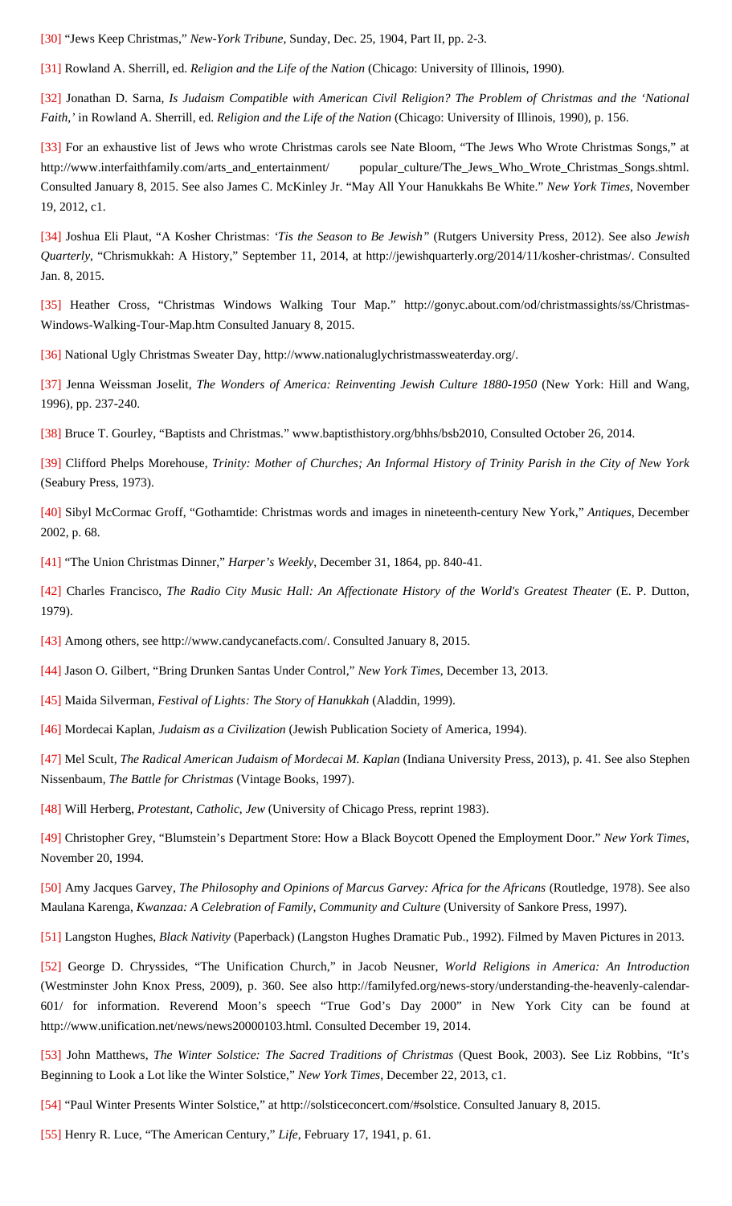[30] "Jews Keep Christmas," *New-York Tribune*, Sunday, Dec. 25, 1904, Part II, pp. 2-3.

[31] Rowland A. Sherrill, ed. *Religion and the Life of the Nation* (Chicago: University of Illinois, 1990).

[32] Jonathan D. Sarna, *Is Judaism Compatible with American Civil Religion? The Problem of Christmas and the 'National Faith,'* in Rowland A. Sherrill, ed. *Religion and the Life of the Nation* (Chicago: University of Illinois, 1990), p. 156.

[33] For an exhaustive list of Jews who wrote Christmas carols see Nate Bloom, "The Jews Who Wrote Christmas Songs," at http://www.interfaithfamily.com/arts_and_entertainment/ popular_culture/The_Jews_Who_Wrote_Christmas_Songs.shtml. Consulted January 8, 2015. See also James C. McKinley Jr. "May All Your Hanukkahs Be White." *New York Times*, November 19, 2012, c1.

[34] Joshua Eli Plaut, "A Kosher Christmas: *'Tis the Season to Be Jewish"* (Rutgers University Press, 2012). See also *Jewish Quarterly*, "Chrismukkah: A History," September 11, 2014, at http://jewishquarterly.org/2014/11/kosher-christmas/. Consulted Jan. 8, 2015.

[35] Heather Cross, "Christmas Windows Walking Tour Map." http://gonyc.about.com/od/christmassights/ss/Christmas-Windows-Walking-Tour-Map.htm Consulted January 8, 2015.

[36] National Ugly Christmas Sweater Day, http://www.nationaluglychristmassweaterday.org/.

[37] Jenna Weissman Joselit, *The Wonders of America: Reinventing Jewish Culture 1880-1950* (New York: Hill and Wang, 1996), pp. 237-240.

[38] Bruce T. Gourley, "Baptists and Christmas." www.baptisthistory.org/bhhs/bsb2010, Consulted October 26, 2014.

[39] Clifford Phelps Morehouse, *Trinity: Mother of Churches; An Informal History of Trinity Parish in the City of New York* (Seabury Press, 1973).

[40] Sibyl McCormac Groff, "Gothamtide: Christmas words and images in nineteenth-century New York," *Antiques*, December 2002, p. 68.

[41] "The Union Christmas Dinner," *Harper's Weekly*, December 31, 1864, pp. 840-41.

[42] Charles Francisco, *The Radio City Music Hall: An Affectionate History of the World's Greatest Theater* (E. P. Dutton, 1979).

[43] Among others, see http://www.candycanefacts.com/. Consulted January 8, 2015.

[44] Jason O. Gilbert, "Bring Drunken Santas Under Control," *New York Times*, December 13, 2013.

[45] Maida Silverman, *Festival of Lights: The Story of Hanukkah* (Aladdin, 1999).

[46] Mordecai Kaplan, *Judaism as a Civilization* (Jewish Publication Society of America, 1994).

[47] Mel Scult, *The Radical American Judaism of Mordecai M. Kaplan* (Indiana University Press, 2013), p. 41. See also Stephen Nissenbaum, *The Battle for Christmas* (Vintage Books, 1997).

[48] Will Herberg, *Protestant, Catholic, Jew* (University of Chicago Press, reprint 1983).

[49] Christopher Grey, "Blumstein's Department Store: How a Black Boycott Opened the Employment Door." *New York Times*, November 20, 1994.

[50] Amy Jacques Garvey, *The Philosophy and Opinions of Marcus Garvey: Africa for the Africans* (Routledge, 1978). See also Maulana Karenga, *Kwanzaa: A Celebration of Family, Community and Culture* (University of Sankore Press, 1997).

[51] Langston Hughes, *Black Nativity* (Paperback) (Langston Hughes Dramatic Pub., 1992). Filmed by Maven Pictures in 2013.

[52] George D. Chryssides, "The Unification Church," in Jacob Neusner, *World Religions in America: An Introduction* (Westminster John Knox Press, 2009), p. 360. See also http://familyfed.org/news-story/understanding-the-heavenly-calendar-601/ for information. Reverend Moon's speech "True God's Day 2000" in New York City can be found at http://www.unification.net/news/news20000103.html. Consulted December 19, 2014.

[53] John Matthews, *The Winter Solstice: The Sacred Traditions of Christmas* (Quest Book, 2003). See Liz Robbins, "It's Beginning to Look a Lot like the Winter Solstice," *New York Times*, December 22, 2013, c1.

[54] "Paul Winter Presents Winter Solstice," at http://solsticeconcert.com/#solstice. Consulted January 8, 2015.

[55] Henry R. Luce, "The American Century," *Life*, February 17, 1941, p. 61.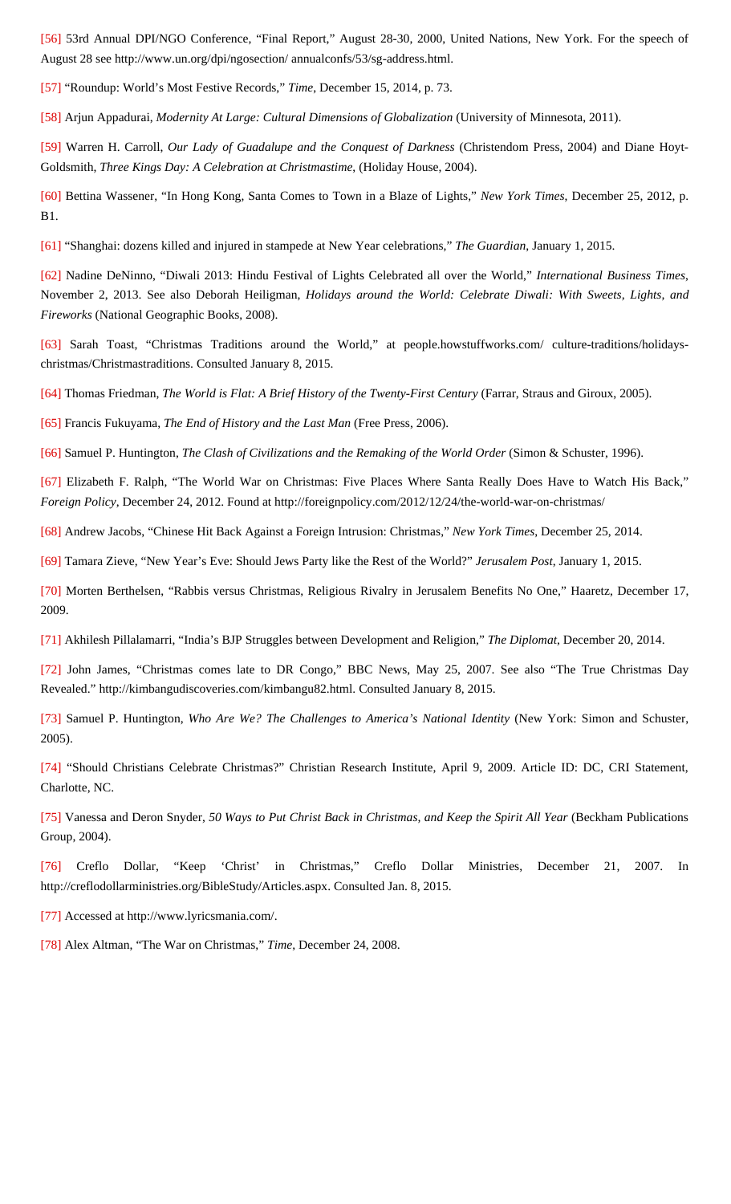[56] 53rd Annual DPI/NGO Conference, “Final Report,” August 28-30, 2000, United Nations, New York. For the speech of August 28 see http://www.un.org/dpi/ngosection/ annualconfs/53/sg-address.html.

[57] “Roundup: World’s Most Festive Records,” *Time*, December 15, 2014, p. 73.

[58] Arjun Appadurai, *Modernity At Large: Cultural Dimensions of Globalization* (University of Minnesota, 2011).

[59] Warren H. Carroll, *Our Lady of Guadalupe and the Conquest of Darkness* (Christendom Press, 2004) and Diane Hoyt-Goldsmith, *Three Kings Day: A Celebration at Christmastime*, (Holiday House, 2004).

[60] Bettina Wassener, “In Hong Kong, Santa Comes to Town in a Blaze of Lights,” *New York Times*, December 25, 2012, p. B1.

[61] “Shanghai: dozens killed and injured in stampede at New Year celebrations,” *The Guardian*, January 1, 2015.

[62] Nadine DeNinno, “Diwali 2013: Hindu Festival of Lights Celebrated all over the World,” *International Business Times*, November 2, 2013. See also Deborah Heiligman, *Holidays around the World: Celebrate Diwali: With Sweets, Lights, and Fireworks* (National Geographic Books, 2008).

[63] Sarah Toast, “Christmas Traditions around the World,” at people.howstuffworks.com/ culture-traditions/holidays-christmas/Christmastraditions. Consulted January 8, 2015.

[64] Thomas Friedman, *The World is Flat: A Brief History of the Twenty-First Century* (Farrar, Straus and Giroux, 2005).

[65] Francis Fukuyama, *The End of History and the Last Man* (Free Press, 2006).

[66] Samuel P. Huntington, *The Clash of Civilizations and the Remaking of the World Order* (Simon & Schuster, 1996).

[67] Elizabeth F. Ralph, “The World War on Christmas: Five Places Where Santa Really Does Have to Watch His Back,” *Foreign Policy*, December 24, 2012. Found at http://foreignpolicy.com/2012/12/24/the-world-war-on-christmas/

[68] Andrew Jacobs, “Chinese Hit Back Against a Foreign Intrusion: Christmas,” *New York Times*, December 25, 2014.

[69] Tamara Zieve, “New Year’s Eve: Should Jews Party like the Rest of the World?” *Jerusalem Post*, January 1, 2015.

[70] Morten Berthelsen, “Rabbis versus Christmas, Religious Rivalry in Jerusalem Benefits No One,” Haaretz, December 17, 2009.

[71] Akhilesh Pillalamarri, “India’s BJP Struggles between Development and Religion,” *The Diplomat*, December 20, 2014.

[72] John James, “Christmas comes late to DR Congo,” BBC News, May 25, 2007. See also “The True Christmas Day Revealed.” http://kimbangudiscoveries.com/kimbangu82.html. Consulted January 8, 2015.

[73] Samuel P. Huntington, *Who Are We? The Challenges to America’s National Identity* (New York: Simon and Schuster, 2005).

[74] “Should Christians Celebrate Christmas?” Christian Research Institute, April 9, 2009. Article ID: DC, CRI Statement, Charlotte, NC.

[75] Vanessa and Deron Snyder, *50 Ways to Put Christ Back in Christmas, and Keep the Spirit All Year* (Beckham Publications Group, 2004).

[76] Creflo Dollar, “Keep ‘Christ’ in Christmas,” Creflo Dollar Ministries, December 21, 2007. In http://creflodollarministries.org/BibleStudy/Articles.aspx. Consulted Jan. 8, 2015.

[77] Accessed at http://www.lyricsmania.com/.

[78] Alex Altman, “The War on Christmas,” *Time*, December 24, 2008.